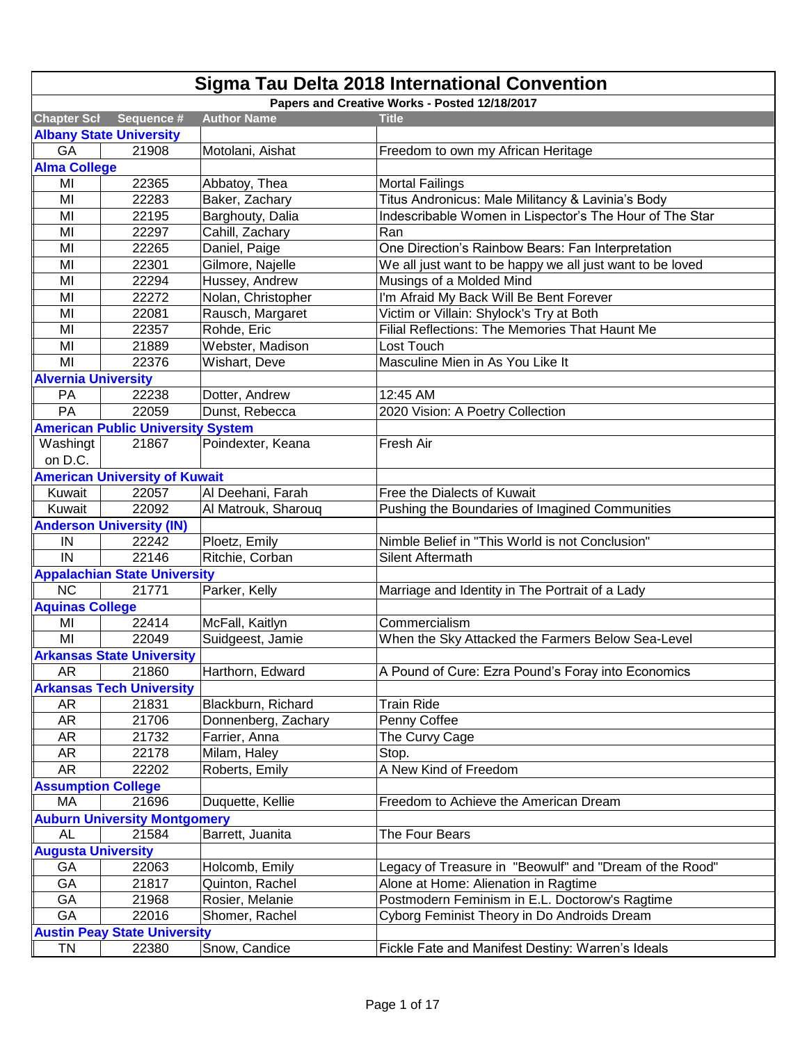# Sigma Tau Delta 2018 International Convention

**Papers and Creative Works - Posted 12/18/2017**

| Chapter Sch | Sequence # | Author Name | Title |
|---|---|---|---|
| **Albany State University** | | | |
| GA | 21908 | Motolani, Aishat | Freedom to own my African Heritage |
| **Alma College** | | | |
| MI | 22365 | Abbatoy, Thea | Mortal Failings |
| MI | 22283 | Baker, Zachary | Titus Andronicus: Male Militancy & Lavinia's Body |
| MI | 22195 | Barghouty, Dalia | Indescribable Women in Lispector's The Hour of The Star |
| MI | 22297 | Cahill, Zachary | Ran |
| MI | 22265 | Daniel, Paige | One Direction's Rainbow Bears: Fan Interpretation |
| MI | 22301 | Gilmore, Najelle | We all just want to be happy we all just want to be loved |
| MI | 22294 | Hussey, Andrew | Musings of a Molded Mind |
| MI | 22272 | Nolan, Christopher | I'm Afraid My Back Will Be Bent Forever |
| MI | 22081 | Rausch, Margaret | Victim or Villain: Shylock's Try at Both |
| MI | 22357 | Rohde, Eric | Filial Reflections: The Memories That Haunt Me |
| MI | 21889 | Webster, Madison | Lost Touch |
| MI | 22376 | Wishart, Deve | Masculine Mien in As You Like It |
| **Alvernia University** | | | |
| PA | 22238 | Dotter, Andrew | 12:45 AM |
| PA | 22059 | Dunst, Rebecca | 2020 Vision: A Poetry Collection |
| **American Public University System** | | | |
| Washington D.C. | 21867 | Poindexter, Keana | Fresh Air |
| **American University of Kuwait** | | | |
| Kuwait | 22057 | Al Deehani, Farah | Free the Dialects of Kuwait |
| Kuwait | 22092 | Al Matrouk, Sharouq | Pushing the Boundaries of Imagined Communities |
| **Anderson University (IN)** | | | |
| IN | 22242 | Ploetz, Emily | Nimble Belief in "This World is not Conclusion" |
| IN | 22146 | Ritchie, Corban | Silent Aftermath |
| **Appalachian State University** | | | |
| NC | 21771 | Parker, Kelly | Marriage and Identity in The Portrait of a Lady |
| **Aquinas College** | | | |
| MI | 22414 | McFall, Kaitlyn | Commercialism |
| MI | 22049 | Suidgeest, Jamie | When the Sky Attacked the Farmers Below Sea-Level |
| **Arkansas State University** | | | |
| AR | 21860 | Harthorn, Edward | A Pound of Cure: Ezra Pound's Foray into Economics |
| **Arkansas Tech University** | | | |
| AR | 21831 | Blackburn, Richard | Train Ride |
| AR | 21706 | Donnenberg, Zachary | Penny Coffee |
| AR | 21732 | Farrier, Anna | The Curvy Cage |
| AR | 22178 | Milam, Haley | Stop. |
| AR | 22202 | Roberts, Emily | A New Kind of Freedom |
| **Assumption College** | | | |
| MA | 21696 | Duquette, Kellie | Freedom to Achieve the American Dream |
| **Auburn University Montgomery** | | | |
| AL | 21584 | Barrett, Juanita | The Four Bears |
| **Augusta University** | | | |
| GA | 22063 | Holcomb, Emily | Legacy of Treasure in "Beowulf" and "Dream of the Rood" |
| GA | 21817 | Quinton, Rachel | Alone at Home: Alienation in Ragtime |
| GA | 21968 | Rosier, Melanie | Postmodern Feminism in E.L. Doctorow's Ragtime |
| GA | 22016 | Shomer, Rachel | Cyborg Feminist Theory in Do Androids Dream |
| **Austin Peay State University** | | | |
| TN | 22380 | Snow, Candice | Fickle Fate and Manifest Destiny: Warren's Ideals |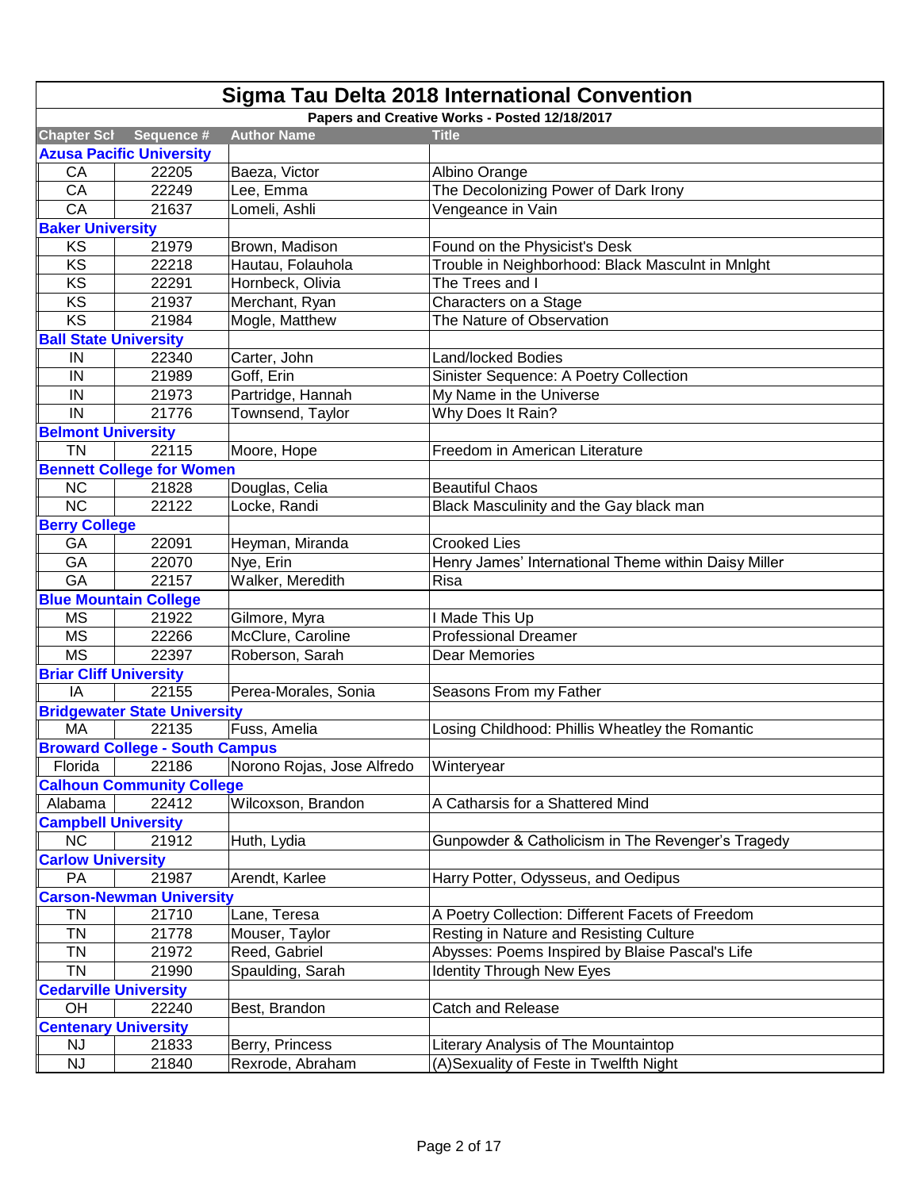# Sigma Tau Delta 2018 International Convention

## Papers and Creative Works - Posted 12/18/2017

| Chapter Sch | Sequence # | Author Name | Title |
|---|---|---|---|
| **Azusa Pacific University** | | | |
| CA | 22205 | Baeza, Victor | Albino Orange |
| CA | 22249 | Lee, Emma | The Decolonizing Power of Dark Irony |
| CA | 21637 | Lomeli, Ashli | Vengeance in Vain |
| **Baker University** | | | |
| KS | 21979 | Brown, Madison | Found on the Physicist's Desk |
| KS | 22218 | Hautau, Folauhola | Trouble in Neighborhood: Black Masculnt in Mnlght |
| KS | 22291 | Hornbeck, Olivia | The Trees and I |
| KS | 21937 | Merchant, Ryan | Characters on a Stage |
| KS | 21984 | Mogle, Matthew | The Nature of Observation |
| **Ball State University** | | | |
| IN | 22340 | Carter, John | Land/locked Bodies |
| IN | 21989 | Goff, Erin | Sinister Sequence: A Poetry Collection |
| IN | 21973 | Partridge, Hannah | My Name in the Universe |
| IN | 21776 | Townsend, Taylor | Why Does It Rain? |
| **Belmont University** | | | |
| TN | 22115 | Moore, Hope | Freedom in American Literature |
| **Bennett College for Women** | | | |
| NC | 21828 | Douglas, Celia | Beautiful Chaos |
| NC | 22122 | Locke, Randi | Black Masculinity and the Gay black man |
| **Berry College** | | | |
| GA | 22091 | Heyman, Miranda | Crooked Lies |
| GA | 22070 | Nye, Erin | Henry James' International Theme within Daisy Miller |
| GA | 22157 | Walker, Meredith | Risa |
| **Blue Mountain College** | | | |
| MS | 21922 | Gilmore, Myra | I Made This Up |
| MS | 22266 | McClure, Caroline | Professional Dreamer |
| MS | 22397 | Roberson, Sarah | Dear Memories |
| **Briar Cliff University** | | | |
| IA | 22155 | Perea-Morales, Sonia | Seasons From my Father |
| **Bridgewater State University** | | | |
| MA | 22135 | Fuss, Amelia | Losing Childhood: Phillis Wheatley the Romantic |
| **Broward College - South Campus** | | | |
| Florida | 22186 | Norono Rojas, Jose Alfredo | Winteryear |
| **Calhoun Community College** | | | |
| Alabama | 22412 | Wilcoxson, Brandon | A Catharsis for a Shattered Mind |
| **Campbell University** | | | |
| NC | 21912 | Huth, Lydia | Gunpowder & Catholicism in The Revenger's Tragedy |
| **Carlow University** | | | |
| PA | 21987 | Arendt, Karlee | Harry Potter, Odysseus, and Oedipus |
| **Carson-Newman University** | | | |
| TN | 21710 | Lane, Teresa | A Poetry Collection: Different Facets of Freedom |
| TN | 21778 | Mouser, Taylor | Resting in Nature and Resisting Culture |
| TN | 21972 | Reed, Gabriel | Abysses: Poems Inspired by Blaise Pascal's Life |
| TN | 21990 | Spaulding, Sarah | Identity Through New Eyes |
| **Cedarville University** | | | |
| OH | 22240 | Best, Brandon | Catch and Release |
| **Centenary University** | | | |
| NJ | 21833 | Berry, Princess | Literary Analysis of The Mountaintop |
| NJ | 21840 | Rexrode, Abraham | (A)Sexuality of Feste in Twelfth Night |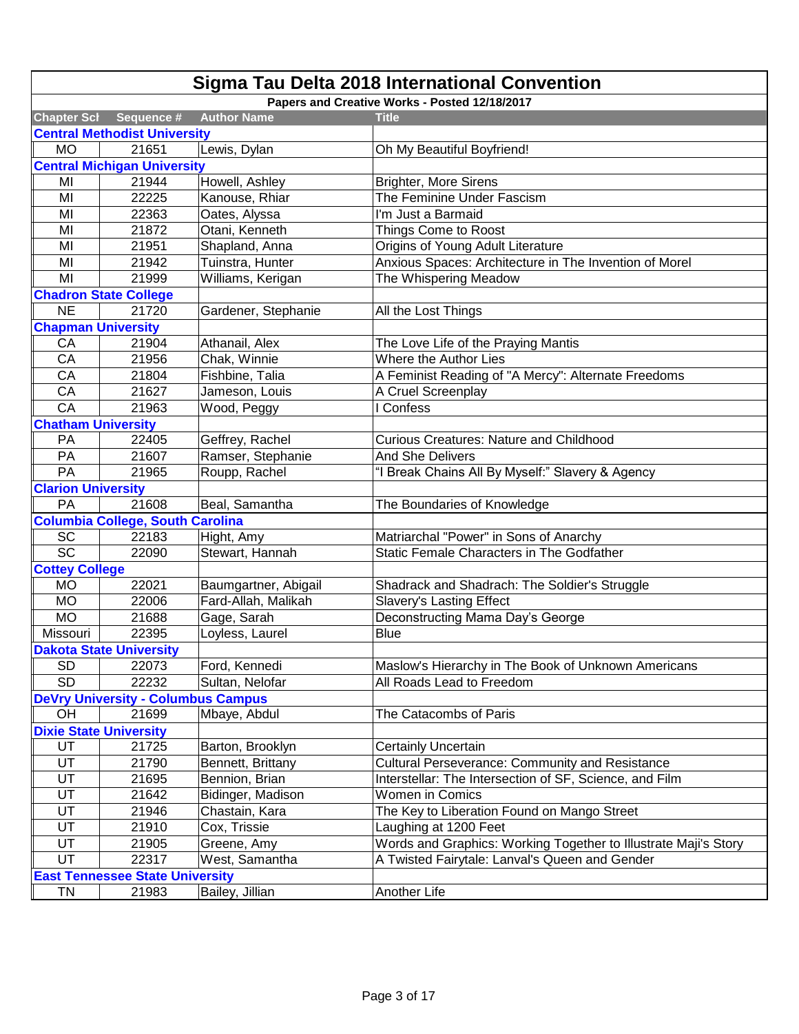# Sigma Tau Delta 2018 International Convention

**Papers and Creative Works - Posted 12/18/2017**

| Chapter Sch | Sequence # | Author Name | Title |
|---|---|---|---|
| **Central Methodist University** | | | |
| MO | 21651 | Lewis, Dylan | Oh My Beautiful Boyfriend! |
| **Central Michigan University** | | | |
| MI | 21944 | Howell, Ashley | Brighter, More Sirens |
| MI | 22225 | Kanouse, Rhiar | The Feminine Under Fascism |
| MI | 22363 | Oates, Alyssa | I'm Just a Barmaid |
| MI | 21872 | Otani, Kenneth | Things Come to Roost |
| MI | 21951 | Shapland, Anna | Origins of Young Adult Literature |
| MI | 21942 | Tuinstra, Hunter | Anxious Spaces: Architecture in The Invention of Morel |
| MI | 21999 | Williams, Kerigan | The Whispering Meadow |
| **Chadron State College** | | | |
| NE | 21720 | Gardener, Stephanie | All the Lost Things |
| **Chapman University** | | | |
| CA | 21904 | Athanail, Alex | The Love Life of the Praying Mantis |
| CA | 21956 | Chak, Winnie | Where the Author Lies |
| CA | 21804 | Fishbine, Talia | A Feminist Reading of "A Mercy": Alternate Freedoms |
| CA | 21627 | Jameson, Louis | A Cruel Screenplay |
| CA | 21963 | Wood, Peggy | I Confess |
| **Chatham University** | | | |
| PA | 22405 | Geffrey, Rachel | Curious Creatures: Nature and Childhood |
| PA | 21607 | Ramser, Stephanie | And She Delivers |
| PA | 21965 | Roupp, Rachel | "I Break Chains All By Myself:" Slavery & Agency |
| **Clarion University** | | | |
| PA | 21608 | Beal, Samantha | The Boundaries of Knowledge |
| **Columbia College, South Carolina** | | | |
| SC | 22183 | Hight, Amy | Matriarchal "Power" in Sons of Anarchy |
| SC | 22090 | Stewart, Hannah | Static Female Characters in The Godfather |
| **Cottey College** | | | |
| MO | 22021 | Baumgartner, Abigail | Shadrack and Shadrach: The Soldier's Struggle |
| MO | 22006 | Fard-Allah, Malikah | Slavery's Lasting Effect |
| MO | 21688 | Gage, Sarah | Deconstructing Mama Day's George |
| Missouri | 22395 | Loyless, Laurel | Blue |
| **Dakota State University** | | | |
| SD | 22073 | Ford, Kennedi | Maslow's Hierarchy in The Book of Unknown Americans |
| SD | 22232 | Sultan, Nelofar | All Roads Lead to Freedom |
| **DeVry University - Columbus Campus** | | | |
| OH | 21699 | Mbaye, Abdul | The Catacombs of Paris |
| **Dixie State University** | | | |
| UT | 21725 | Barton, Brooklyn | Certainly Uncertain |
| UT | 21790 | Bennett, Brittany | Cultural Perseverance: Community and Resistance |
| UT | 21695 | Bennion, Brian | Interstellar: The Intersection of SF, Science, and Film |
| UT | 21642 | Bidinger, Madison | Women in Comics |
| UT | 21946 | Chastain, Kara | The Key to Liberation Found on Mango Street |
| UT | 21910 | Cox, Trissie | Laughing at 1200 Feet |
| UT | 21905 | Greene, Amy | Words and Graphics: Working Together to Illustrate Maji's Story |
| UT | 22317 | West, Samantha | A Twisted Fairytale: Lanval's Queen and Gender |
| **East Tennessee State University** | | | |
| TN | 21983 | Bailey, Jillian | Another Life |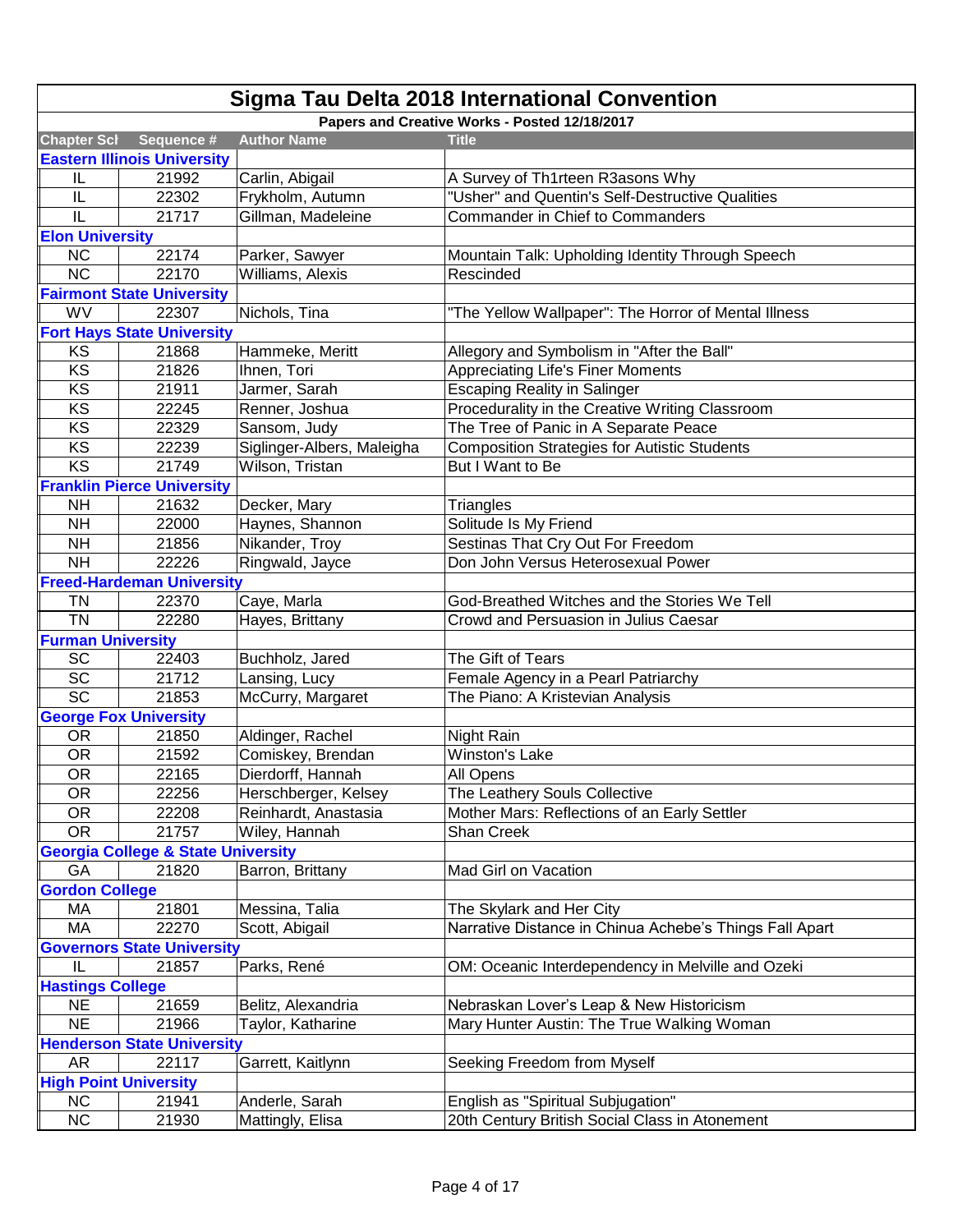# Sigma Tau Delta 2018 International Convention

**Papers and Creative Works - Posted 12/18/2017**

| Chapter Sch | Sequence # | Author Name | Title |
|---|---|---|---|
| **Eastern Illinois University** | | | |
| IL | 21992 | Carlin, Abigail | A Survey of Th1rteen R3asons Why |
| IL | 22302 | Frykholm, Autumn | "Usher" and Quentin's Self-Destructive Qualities |
| IL | 21717 | Gillman, Madeleine | Commander in Chief to Commanders |
| **Elon University** | | | |
| NC | 22174 | Parker, Sawyer | Mountain Talk: Upholding Identity Through Speech |
| NC | 22170 | Williams, Alexis | Rescinded |
| **Fairmont State University** | | | |
| WV | 22307 | Nichols, Tina | "The Yellow Wallpaper": The Horror of Mental Illness |
| **Fort Hays State University** | | | |
| KS | 21868 | Hammeke, Meritt | Allegory and Symbolism in "After the Ball" |
| KS | 21826 | Ihnen, Tori | Appreciating Life's Finer Moments |
| KS | 21911 | Jarmer, Sarah | Escaping Reality in Salinger |
| KS | 22245 | Renner, Joshua | Procedurality in the Creative Writing Classroom |
| KS | 22329 | Sansom, Judy | The Tree of Panic in A Separate Peace |
| KS | 22239 | Siglinger-Albers, Maleigha | Composition Strategies for Autistic Students |
| KS | 21749 | Wilson, Tristan | But I Want to Be |
| **Franklin Pierce University** | | | |
| NH | 21632 | Decker, Mary | Triangles |
| NH | 22000 | Haynes, Shannon | Solitude Is My Friend |
| NH | 21856 | Nikander, Troy | Sestinas That Cry Out For Freedom |
| NH | 22226 | Ringwald, Jayce | Don John Versus Heterosexual Power |
| **Freed-Hardeman University** | | | |
| TN | 22370 | Caye, Marla | God-Breathed Witches and the Stories We Tell |
| TN | 22280 | Hayes, Brittany | Crowd and Persuasion in Julius Caesar |
| **Furman University** | | | |
| SC | 22403 | Buchholz, Jared | The Gift of Tears |
| SC | 21712 | Lansing, Lucy | Female Agency in a Pearl Patriarchy |
| SC | 21853 | McCurry, Margaret | The Piano: A Kristevian Analysis |
| **George Fox University** | | | |
| OR | 21850 | Aldinger, Rachel | Night Rain |
| OR | 21592 | Comiskey, Brendan | Winston's Lake |
| OR | 22165 | Dierdorff, Hannah | All Opens |
| OR | 22256 | Herschberger, Kelsey | The Leathery Souls Collective |
| OR | 22208 | Reinhardt, Anastasia | Mother Mars: Reflections of an Early Settler |
| OR | 21757 | Wiley, Hannah | Shan Creek |
| **Georgia College & State University** | | | |
| GA | 21820 | Barron, Brittany | Mad Girl on Vacation |
| **Gordon College** | | | |
| MA | 21801 | Messina, Talia | The Skylark and Her City |
| MA | 22270 | Scott, Abigail | Narrative Distance in Chinua Achebe's Things Fall Apart |
| **Governors State University** | | | |
| IL | 21857 | Parks, René | OM: Oceanic Interdependency in Melville and Ozeki |
| **Hastings College** | | | |
| NE | 21659 | Belitz, Alexandra | Nebraskan Lover's Leap & New Historicism |
| NE | 21966 | Taylor, Katharine | Mary Hunter Austin: The True Walking Woman |
| **Henderson State University** | | | |
| AR | 22117 | Garrett, Kaitlynn | Seeking Freedom from Myself |
| **High Point University** | | | |
| NC | 21941 | Anderle, Sarah | English as "Spiritual Subjugation" |
| NC | 21930 | Mattingly, Elisa | 20th Century British Social Class in Atonement |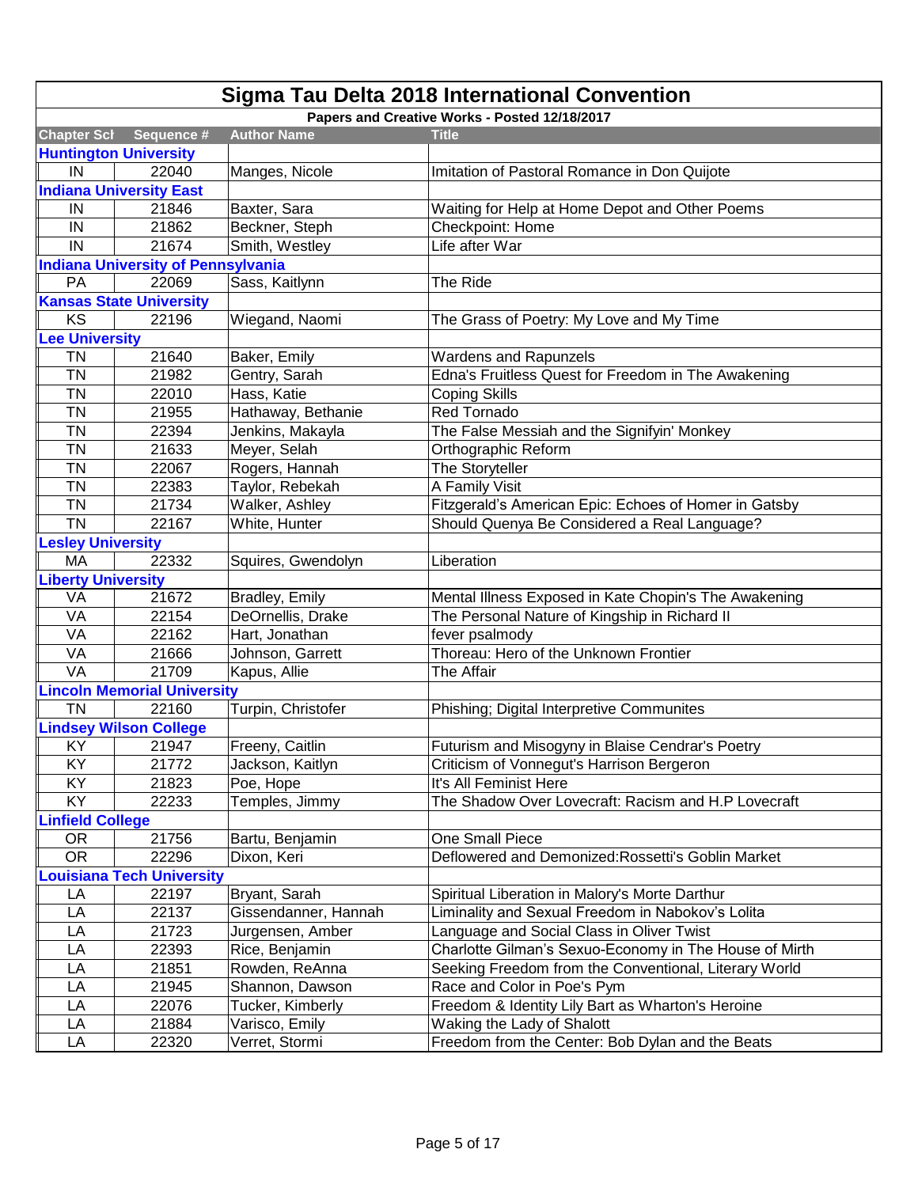# Sigma Tau Delta 2018 International Convention

**Papers and Creative Works - Posted 12/18/2017**

| Chapter Sch | Sequence # | Author Name | Title |
|---|---|---|---|
| **Huntington University** | | | |
| IN | 22040 | Manges, Nicole | Imitation of Pastoral Romance in Don Quijote |
| **Indiana University East** | | | |
| IN | 21846 | Baxter, Sara | Waiting for Help at Home Depot and Other Poems |
| IN | 21862 | Beckner, Steph | Checkpoint: Home |
| IN | 21674 | Smith, Westley | Life after War |
| **Indiana University of Pennsylvania** | | | |
| PA | 22069 | Sass, Kaitlynn | The Ride |
| **Kansas State University** | | | |
| KS | 22196 | Wiegand, Naomi | The Grass of Poetry: My Love and My Time |
| **Lee University** | | | |
| TN | 21640 | Baker, Emily | Wardens and Rapunzels |
| TN | 21982 | Gentry, Sarah | Edna's Fruitless Quest for Freedom in The Awakening |
| TN | 22010 | Hass, Katie | Coping Skills |
| TN | 21955 | Hathaway, Bethanie | Red Tornado |
| TN | 22394 | Jenkins, Makayla | The False Messiah and the Signifyin' Monkey |
| TN | 21633 | Meyer, Selah | Orthographic Reform |
| TN | 22067 | Rogers, Hannah | The Storyteller |
| TN | 22383 | Taylor, Rebekah | A Family Visit |
| TN | 21734 | Walker, Ashley | Fitzgerald's American Epic: Echoes of Homer in Gatsby |
| TN | 22167 | White, Hunter | Should Quenya Be Considered a Real Language? |
| **Lesley University** | | | |
| MA | 22332 | Squires, Gwendolyn | Liberation |
| **Liberty University** | | | |
| VA | 21672 | Bradley, Emily | Mental Illness Exposed in Kate Chopin's The Awakening |
| VA | 22154 | DeOrnellis, Drake | The Personal Nature of Kingship in Richard II |
| VA | 22162 | Hart, Jonathan | fever psalmody |
| VA | 21666 | Johnson, Garrett | Thoreau: Hero of the Unknown Frontier |
| VA | 21709 | Kapus, Allie | The Affair |
| **Lincoln Memorial University** | | | |
| TN | 22160 | Turpin, Christofer | Phishing; Digital Interpretive Communites |
| **Lindsey Wilson College** | | | |
| KY | 21947 | Freeny, Caitlin | Futurism and Misogyny in Blaise Cendrar's Poetry |
| KY | 21772 | Jackson, Kaitlyn | Criticism of Vonnegut's Harrison Bergeron |
| KY | 21823 | Poe, Hope | It's All Feminist Here |
| KY | 22233 | Temples, Jimmy | The Shadow Over Lovecraft: Racism and H.P Lovecraft |
| **Linfield College** | | | |
| OR | 21756 | Bartu, Benjamin | One Small Piece |
| OR | 22296 | Dixon, Keri | Deflowered and Demonized:Rossetti's Goblin Market |
| **Louisiana Tech University** | | | |
| LA | 22197 | Bryant, Sarah | Spiritual Liberation in Malory's Morte Darthur |
| LA | 22137 | Gissendanner, Hannah | Liminality and Sexual Freedom in Nabokov's Lolita |
| LA | 21723 | Jurgensen, Amber | Language and Social Class in Oliver Twist |
| LA | 22393 | Rice, Benjamin | Charlotte Gilman's Sexuo-Economy in The House of Mirth |
| LA | 21851 | Rowden, ReAnna | Seeking Freedom from the Conventional, Literary World |
| LA | 21945 | Shannon, Dawson | Race and Color in Poe's Pym |
| LA | 22076 | Tucker, Kimberly | Freedom & Identity Lily Bart as Wharton's Heroine |
| LA | 21884 | Varisco, Emily | Waking the Lady of Shalott |
| LA | 22320 | Verret, Stormi | Freedom from the Center: Bob Dylan and the Beats |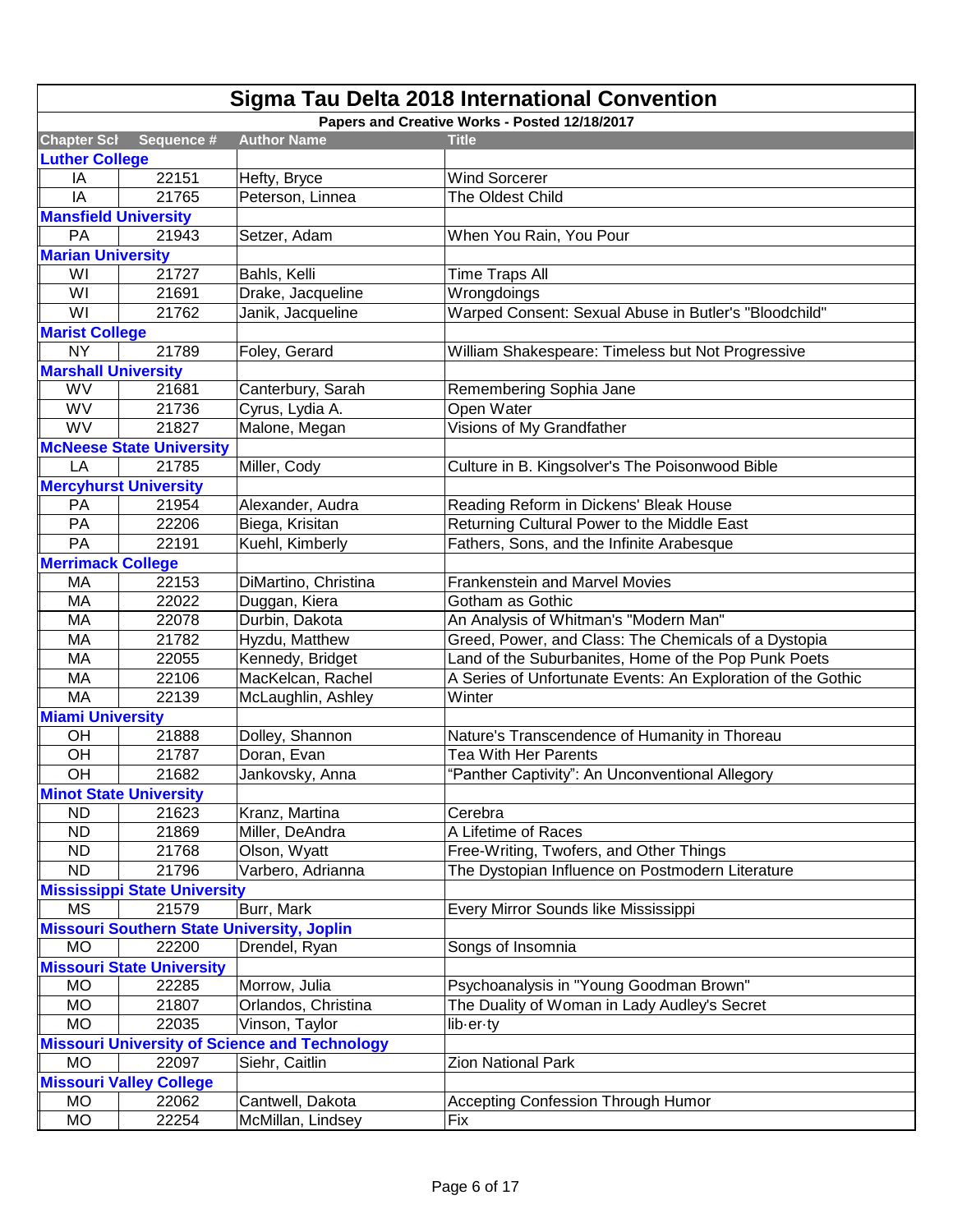# Sigma Tau Delta 2018 International Convention

**Papers and Creative Works - Posted 12/18/2017**

| Chapter Sch | Sequence # | Author Name | Title |
|---|---|---|---|
| **Luther College** | | | |
| IA | 22151 | Hefty, Bryce | Wind Sorcerer |
| IA | 21765 | Peterson, Linnea | The Oldest Child |
| **Mansfield University** | | | |
| PA | 21943 | Setzer, Adam | When You Rain, You Pour |
| **Marian University** | | | |
| WI | 21727 | Bahls, Kelli | Time Traps All |
| WI | 21691 | Drake, Jacqueline | Wrongdoings |
| WI | 21762 | Janik, Jacqueline | Warped Consent: Sexual Abuse in Butler's "Bloodchild" |
| **Marist College** | | | |
| NY | 21789 | Foley, Gerard | William Shakespeare: Timeless but Not Progressive |
| **Marshall University** | | | |
| WV | 21681 | Canterbury, Sarah | Remembering Sophia Jane |
| WV | 21736 | Cyrus, Lydia A. | Open Water |
| WV | 21827 | Malone, Megan | Visions of My Grandfather |
| **McNeese State University** | | | |
| LA | 21785 | Miller, Cody | Culture in B. Kingsolver's The Poisonwood Bible |
| **Mercyhurst University** | | | |
| PA | 21954 | Alexander, Audra | Reading Reform in Dickens' Bleak House |
| PA | 22206 | Biega, Krisitan | Returning Cultural Power to the Middle East |
| PA | 22191 | Kuehl, Kimberly | Fathers, Sons, and the Infinite Arabesque |
| **Merrimack College** | | | |
| MA | 22153 | DiMartino, Christina | Frankenstein and Marvel Movies |
| MA | 22022 | Duggan, Kiera | Gotham as Gothic |
| MA | 22078 | Durbin, Dakota | An Analysis of Whitman's "Modern Man" |
| MA | 21782 | Hyzdu, Matthew | Greed, Power, and Class: The Chemicals of a Dystopia |
| MA | 22055 | Kennedy, Bridget | Land of the Suburbanites, Home of the Pop Punk Poets |
| MA | 22106 | MacKelcan, Rachel | A Series of Unfortunate Events: An Exploration of the Gothic |
| MA | 22139 | McLaughlin, Ashley | Winter |
| **Miami University** | | | |
| OH | 21888 | Dolley, Shannon | Nature's Transcendence of Humanity in Thoreau |
| OH | 21787 | Doran, Evan | Tea With Her Parents |
| OH | 21682 | Jankovsky, Anna | "Panther Captivity": An Unconventional Allegory |
| **Minot State University** | | | |
| ND | 21623 | Kranz, Martina | Cerebra |
| ND | 21869 | Miller, DeAndra | A Lifetime of Races |
| ND | 21768 | Olson, Wyatt | Free-Writing, Twofers, and Other Things |
| ND | 21796 | Varbero, Adrianna | The Dystopian Influence on Postmodern Literature |
| **Mississippi State University** | | | |
| MS | 21579 | Burr, Mark | Every Mirror Sounds like Mississippi |
| **Missouri Southern State University, Joplin** | | | |
| MO | 22200 | Drendel, Ryan | Songs of Insomnia |
| **Missouri State University** | | | |
| MO | 22285 | Morrow, Julia | Psychoanalysis in "Young Goodman Brown" |
| MO | 21807 | Orlandos, Christina | The Duality of Woman in Lady Audley's Secret |
| MO | 22035 | Vinson, Taylor | lib·er·ty |
| **Missouri University of Science and Technology** | | | |
| MO | 22097 | Siehr, Caitlin | Zion National Park |
| **Missouri Valley College** | | | |
| MO | 22062 | Cantwell, Dakota | Accepting Confession Through Humor |
| MO | 22254 | McMillan, Lindsey | Fix |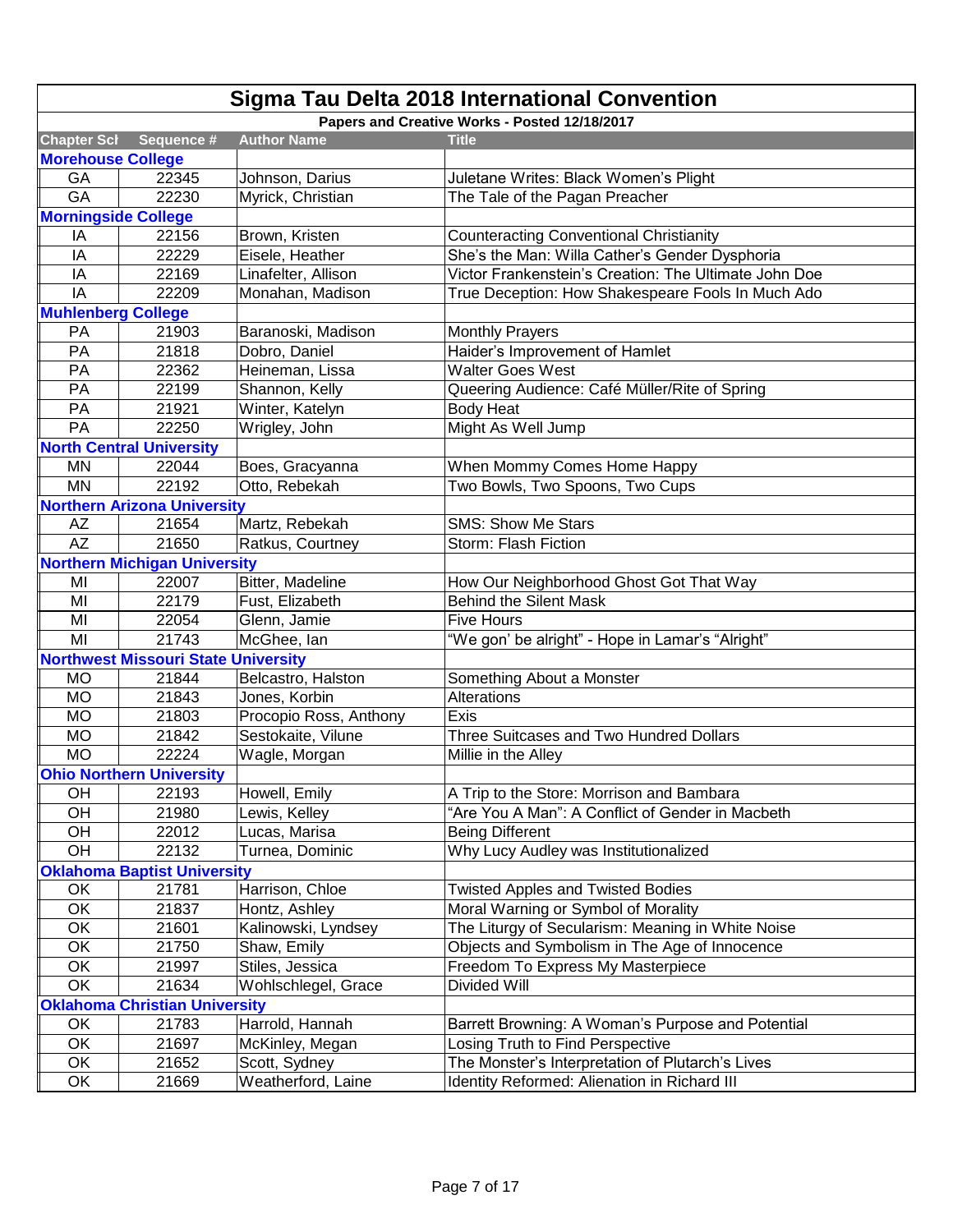# Sigma Tau Delta 2018 International Convention

## Papers and Creative Works - Posted 12/18/2017

| Chapter Sch | Sequence # | Author Name | Title |
|---|---|---|---|
| **Morehouse College** | | | |
| GA | 22345 | Johnson, Darius | Juletane Writes: Black Women's Plight |
| GA | 22230 | Myrick, Christian | The Tale of the Pagan Preacher |
| **Morningside College** | | | |
| IA | 22156 | Brown, Kristen | Counteracting Conventional Christianity |
| IA | 22229 | Eisele, Heather | She's the Man: Willa Cather's Gender Dysphoria |
| IA | 22169 | Linafelter, Allison | Victor Frankenstein's Creation: The Ultimate John Doe |
| IA | 22209 | Monahan, Madison | True Deception: How Shakespeare Fools In Much Ado |
| **Muhlenberg College** | | | |
| PA | 21903 | Baranoski, Madison | Monthly Prayers |
| PA | 21818 | Dobro, Daniel | Haider's Improvement of Hamlet |
| PA | 22362 | Heineman, Lissa | Walter Goes West |
| PA | 22199 | Shannon, Kelly | Queering Audience: Café Müller/Rite of Spring |
| PA | 21921 | Winter, Katelyn | Body Heat |
| PA | 22250 | Wrigley, John | Might As Well Jump |
| **North Central University** | | | |
| MN | 22044 | Boes, Gracyanna | When Mommy Comes Home Happy |
| MN | 22192 | Otto, Rebekah | Two Bowls, Two Spoons, Two Cups |
| **Northern Arizona University** | | | |
| AZ | 21654 | Martz, Rebekah | SMS: Show Me Stars |
| AZ | 21650 | Ratkus, Courtney | Storm: Flash Fiction |
| **Northern Michigan University** | | | |
| MI | 22007 | Bitter, Madeline | How Our Neighborhood Ghost Got That Way |
| MI | 22179 | Fust, Elizabeth | Behind the Silent Mask |
| MI | 22054 | Glenn, Jamie | Five Hours |
| MI | 21743 | McGhee, Ian | "We gon' be alright" - Hope in Lamar's "Alright" |
| **Northwest Missouri State University** | | | |
| MO | 21844 | Belcastro, Halston | Something About a Monster |
| MO | 21843 | Jones, Korbin | Alterations |
| MO | 21803 | Procopio Ross, Anthony | Exis |
| MO | 21842 | Sestokaite, Vilune | Three Suitcases and Two Hundred Dollars |
| MO | 22224 | Wagle, Morgan | Millie in the Alley |
| **Ohio Northern University** | | | |
| OH | 22193 | Howell, Emily | A Trip to the Store: Morrison and Bambara |
| OH | 21980 | Lewis, Kelley | "Are You A Man": A Conflict of Gender in Macbeth |
| OH | 22012 | Lucas, Marisa | Being Different |
| OH | 22132 | Turnea, Dominic | Why Lucy Audley was Institutionalized |
| **Oklahoma Baptist University** | | | |
| OK | 21781 | Harrison, Chloe | Twisted Apples and Twisted Bodies |
| OK | 21837 | Hontz, Ashley | Moral Warning or Symbol of Morality |
| OK | 21601 | Kalinowski, Lyndsey | The Liturgy of Secularism: Meaning in White Noise |
| OK | 21750 | Shaw, Emily | Objects and Symbolism in The Age of Innocence |
| OK | 21997 | Stiles, Jessica | Freedom To Express My Masterpiece |
| OK | 21634 | Wohlschlegel, Grace | Divided Will |
| **Oklahoma Christian University** | | | |
| OK | 21783 | Harrold, Hannah | Barrett Browning: A Woman's Purpose and Potential |
| OK | 21697 | McKinley, Megan | Losing Truth to Find Perspective |
| OK | 21652 | Scott, Sydney | The Monster's Interpretation of Plutarch's Lives |
| OK | 21669 | Weatherford, Laine | Identity Reformed: Alienation in Richard III |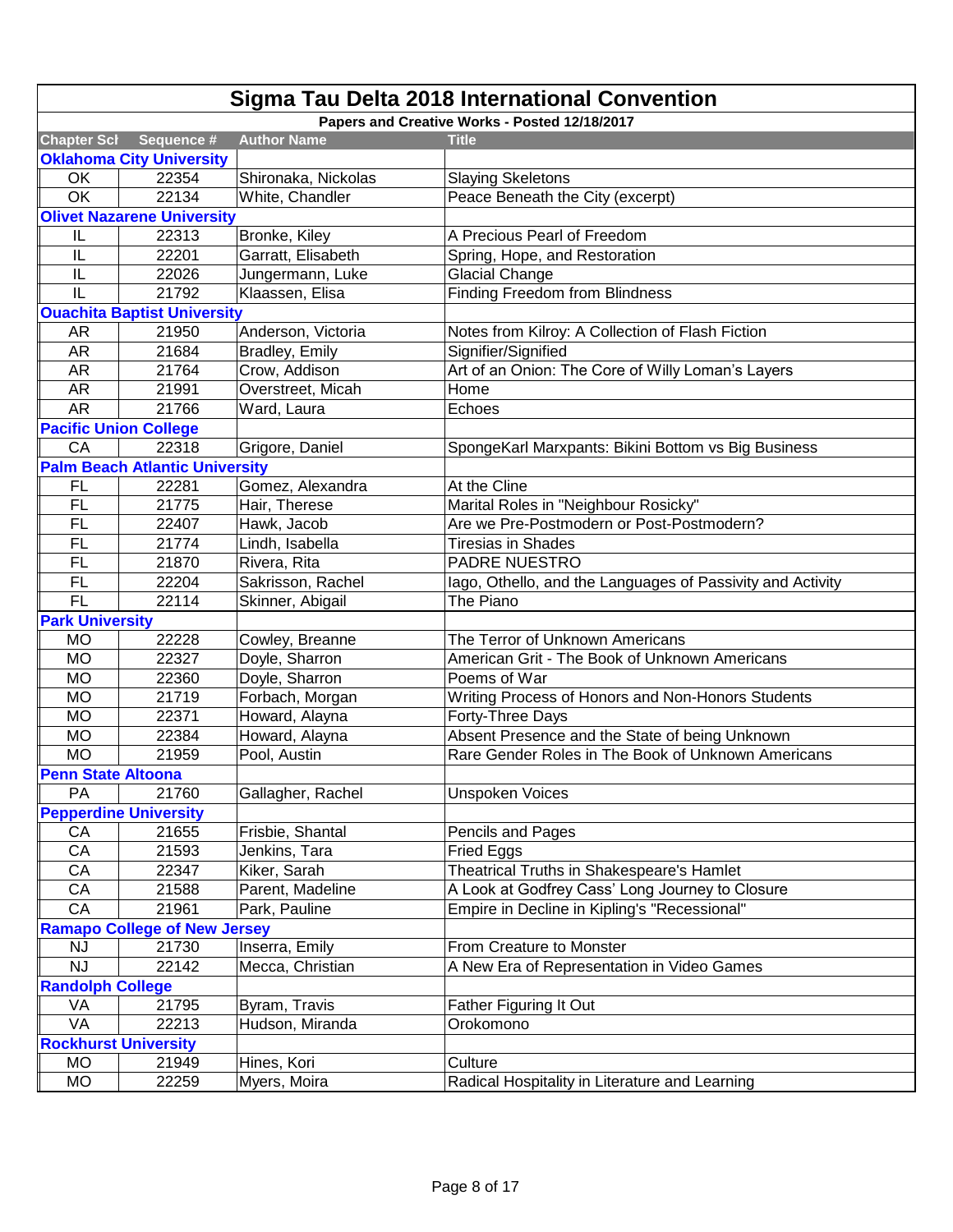# Sigma Tau Delta 2018 International Convention

**Papers and Creative Works - Posted 12/18/2017**

| Chapter Sch | Sequence # | Author Name | Title |
|---|---|---|---|
| **Oklahoma City University** | | | |
| OK | 22354 | Shironaka, Nickolas | Slaying Skeletons |
| OK | 22134 | White, Chandler | Peace Beneath the City (excerpt) |
| **Olivet Nazarene University** | | | |
| IL | 22313 | Bronke, Kiley | A Precious Pearl of Freedom |
| IL | 22201 | Garratt, Elisabeth | Spring, Hope, and Restoration |
| IL | 22026 | Jungermann, Luke | Glacial Change |
| IL | 21792 | Klaassen, Elisa | Finding Freedom from Blindness |
| **Ouachita Baptist University** | | | |
| AR | 21950 | Anderson, Victoria | Notes from Kilroy: A Collection of Flash Fiction |
| AR | 21684 | Bradley, Emily | Signifier/Signified |
| AR | 21764 | Crow, Addison | Art of an Onion: The Core of Willy Loman's Layers |
| AR | 21991 | Overstreet, Micah | Home |
| AR | 21766 | Ward, Laura | Echoes |
| **Pacific Union College** | | | |
| CA | 22318 | Grigore, Daniel | SpongeKarl Marxpants: Bikini Bottom vs Big Business |
| **Palm Beach Atlantic University** | | | |
| FL | 22281 | Gomez, Alexandra | At the Cline |
| FL | 21775 | Hair, Therese | Marital Roles in "Neighbour Rosicky" |
| FL | 22407 | Hawk, Jacob | Are we Pre-Postmodern or Post-Postmodern? |
| FL | 21774 | Lindh, Isabella | Tiresias in Shades |
| FL | 21870 | Rivera, Rita | PADRE NUESTRO |
| FL | 22204 | Sakrisson, Rachel | Iago, Othello, and the Languages of Passivity and Activity |
| FL | 22114 | Skinner, Abigail | The Piano |
| **Park University** | | | |
| MO | 22228 | Cowley, Breanne | The Terror of Unknown Americans |
| MO | 22327 | Doyle, Sharron | American Grit - The Book of Unknown Americans |
| MO | 22360 | Doyle, Sharron | Poems of War |
| MO | 21719 | Forbach, Morgan | Writing Process of Honors and Non-Honors Students |
| MO | 22371 | Howard, Alayna | Forty-Three Days |
| MO | 22384 | Howard, Alayna | Absent Presence and the State of being Unknown |
| MO | 21959 | Pool, Austin | Rare Gender Roles in The Book of Unknown Americans |
| **Penn State Altoona** | | | |
| PA | 21760 | Gallagher, Rachel | Unspoken Voices |
| **Pepperdine University** | | | |
| CA | 21655 | Frisbie, Shantal | Pencils and Pages |
| CA | 21593 | Jenkins, Tara | Fried Eggs |
| CA | 22347 | Kiker, Sarah | Theatrical Truths in Shakespeare's Hamlet |
| CA | 21588 | Parent, Madeline | A Look at Godfrey Cass' Long Journey to Closure |
| CA | 21961 | Park, Pauline | Empire in Decline in Kipling's "Recessional" |
| **Ramapo College of New Jersey** | | | |
| NJ | 21730 | Inserra, Emily | From Creature to Monster |
| NJ | 22142 | Mecca, Christian | A New Era of Representation in Video Games |
| **Randolph College** | | | |
| VA | 21795 | Byram, Travis | Father Figuring It Out |
| VA | 22213 | Hudson, Miranda | Orokomono |
| **Rockhurst University** | | | |
| MO | 21949 | Hines, Kori | Culture |
| MO | 22259 | Myers, Moira | Radical Hospitality in Literature and Learning |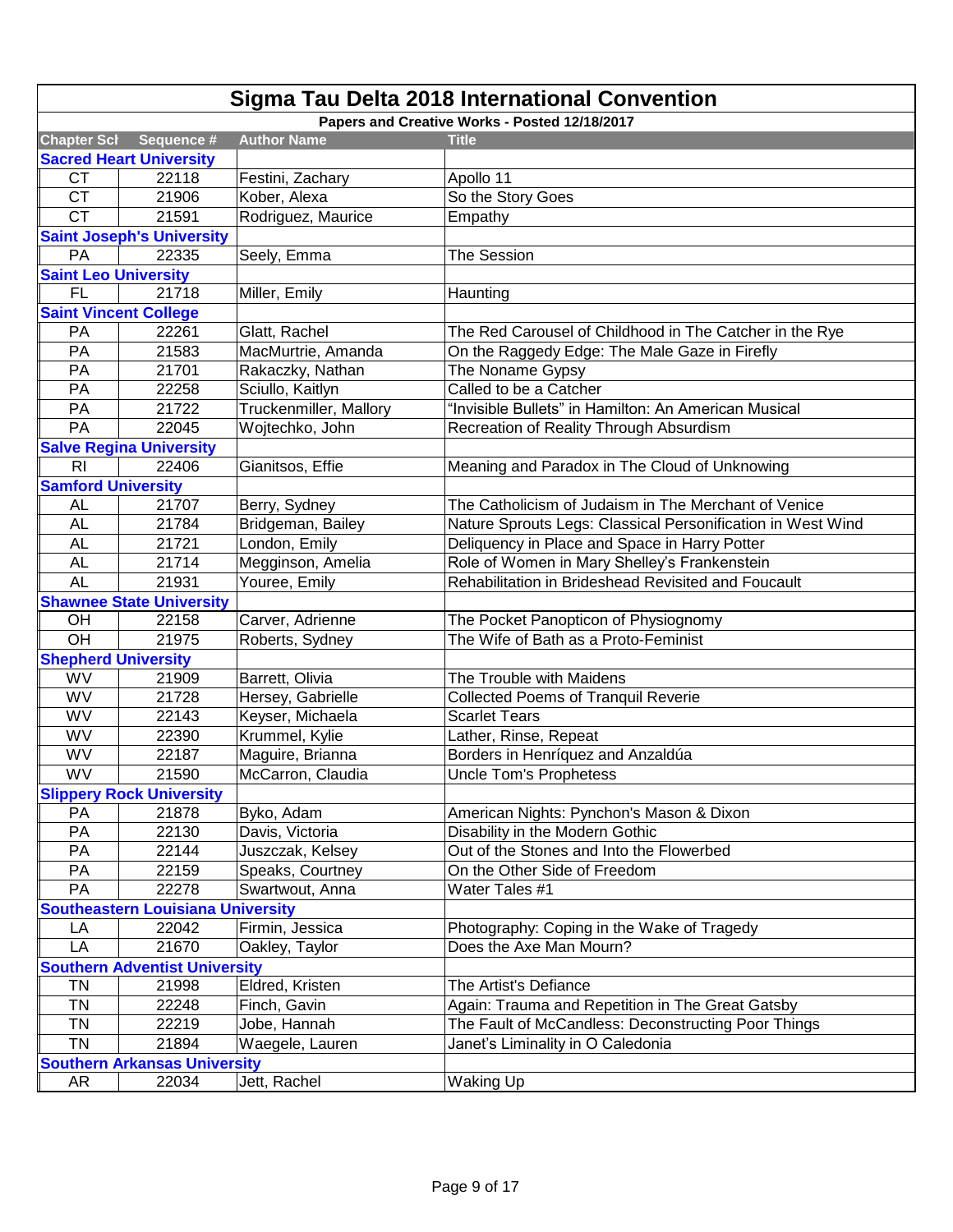# Sigma Tau Delta 2018 International Convention

## Papers and Creative Works - Posted 12/18/2017

| Chapter Sch | Sequence # | Author Name | Title |
|---|---|---|---|
| **Sacred Heart University** | | | |
| CT | 22118 | Festini, Zachary | Apollo 11 |
| CT | 21906 | Kober, Alexa | So the Story Goes |
| CT | 21591 | Rodriguez, Maurice | Empathy |
| **Saint Joseph's University** | | | |
| PA | 22335 | Seely, Emma | The Session |
| **Saint Leo University** | | | |
| FL | 21718 | Miller, Emily | Haunting |
| **Saint Vincent College** | | | |
| PA | 22261 | Glatt, Rachel | The Red Carousel of Childhood in The Catcher in the Rye |
| PA | 21583 | MacMurtrie, Amanda | On the Raggedy Edge: The Male Gaze in Firefly |
| PA | 21701 | Rakaczky, Nathan | The Noname Gypsy |
| PA | 22258 | Sciullo, Kaitlyn | Called to be a Catcher |
| PA | 21722 | Truckenmiller, Mallory | "Invisible Bullets" in Hamilton: An American Musical |
| PA | 22045 | Wojtechko, John | Recreation of Reality Through Absurdism |
| **Salve Regina University** | | | |
| RI | 22406 | Gianitsos, Effie | Meaning and Paradox in The Cloud of Unknowing |
| **Samford University** | | | |
| AL | 21707 | Berry, Sydney | The Catholicism of Judaism in The Merchant of Venice |
| AL | 21784 | Bridgeman, Bailey | Nature Sprouts Legs: Classical Personification in West Wind |
| AL | 21721 | London, Emily | Deliquency in Place and Space in Harry Potter |
| AL | 21714 | Megginson, Amelia | Role of Women in Mary Shelley's Frankenstein |
| AL | 21931 | Youree, Emily | Rehabilitation in Brideshead Revisited and Foucault |
| **Shawnee State University** | | | |
| OH | 22158 | Carver, Adrienne | The Pocket Panopticon of Physiognomy |
| OH | 21975 | Roberts, Sydney | The Wife of Bath as a Proto-Feminist |
| **Shepherd University** | | | |
| WV | 21909 | Barrett, Olivia | The Trouble with Maidens |
| WV | 21728 | Hersey, Gabrielle | Collected Poems of Tranquil Reverie |
| WV | 22143 | Keyser, Michaela | Scarlet Tears |
| WV | 22390 | Krummel, Kylie | Lather, Rinse, Repeat |
| WV | 22187 | Maguire, Brianna | Borders in Henríquez and Anzaldúa |
| WV | 21590 | McCarron, Claudia | Uncle Tom's Prophetess |
| **Slippery Rock University** | | | |
| PA | 21878 | Byko, Adam | American Nights: Pynchon's Mason & Dixon |
| PA | 22130 | Davis, Victoria | Disability in the Modern Gothic |
| PA | 22144 | Juszczak, Kelsey | Out of the Stones and Into the Flowerbed |
| PA | 22159 | Speaks, Courtney | On the Other Side of Freedom |
| PA | 22278 | Swartwout, Anna | Water Tales #1 |
| **Southeastern Louisiana University** | | | |
| LA | 22042 | Firmin, Jessica | Photography: Coping in the Wake of Tragedy |
| LA | 21670 | Oakley, Taylor | Does the Axe Man Mourn? |
| **Southern Adventist University** | | | |
| TN | 21998 | Eldred, Kristen | The Artist's Defiance |
| TN | 22248 | Finch, Gavin | Again: Trauma and Repetition in The Great Gatsby |
| TN | 22219 | Jobe, Hannah | The Fault of McCandless: Deconstructing Poor Things |
| TN | 21894 | Waegele, Lauren | Janet's Liminality in O Caledonia |
| **Southern Arkansas University** | | | |
| AR | 22034 | Jett, Rachel | Waking Up |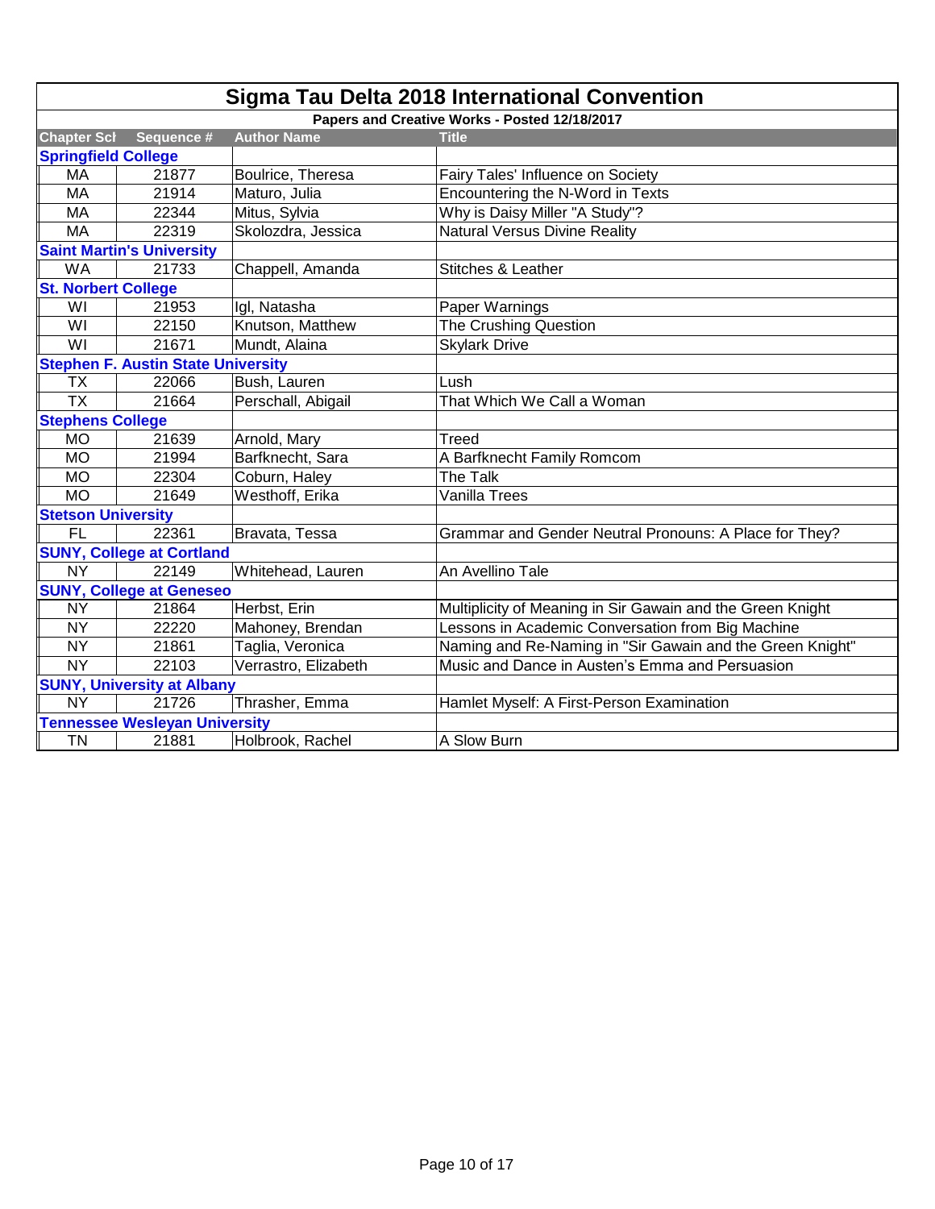# Sigma Tau Delta 2018 International Convention

## Papers and Creative Works - Posted 12/18/2017

| Chapter Sch | Sequence # | Author Name | Title |
|---|---|---|---|
| **Springfield College** | | | |
| MA | 21877 | Boulrice, Theresa | Fairy Tales' Influence on Society |
| MA | 21914 | Maturo, Julia | Encountering the N-Word in Texts |
| MA | 22344 | Mitus, Sylvia | Why is Daisy Miller "A Study"? |
| MA | 22319 | Skolozdra, Jessica | Natural Versus Divine Reality |
| **Saint Martin's University** | | | |
| WA | 21733 | Chappell, Amanda | Stitches & Leather |
| **St. Norbert College** | | | |
| WI | 21953 | Igl, Natasha | Paper Warnings |
| WI | 22150 | Knutson, Matthew | The Crushing Question |
| WI | 21671 | Mundt, Alaina | Skylark Drive |
| **Stephen F. Austin State University** | | | |
| TX | 22066 | Bush, Lauren | Lush |
| TX | 21664 | Perschall, Abigail | That Which We Call a Woman |
| **Stephens College** | | | |
| MO | 21639 | Arnold, Mary | Treed |
| MO | 21994 | Barfknecht, Sara | A Barfknecht Family Romcom |
| MO | 22304 | Coburn, Haley | The Talk |
| MO | 21649 | Westhoff, Erika | Vanilla Trees |
| **Stetson University** | | | |
| FL | 22361 | Bravata, Tessa | Grammar and Gender Neutral Pronouns: A Place for They? |
| **SUNY, College at Cortland** | | | |
| NY | 22149 | Whitehead, Lauren | An Avellino Tale |
| **SUNY, College at Geneseo** | | | |
| NY | 21864 | Herbst, Erin | Multiplicity of Meaning in Sir Gawain and the Green Knight |
| NY | 22220 | Mahoney, Brendan | Lessons in Academic Conversation from Big Machine |
| NY | 21861 | Taglia, Veronica | Naming and Re-Naming in "Sir Gawain and the Green Knight" |
| NY | 22103 | Verrastro, Elizabeth | Music and Dance in Austen's Emma and Persuasion |
| **SUNY, University at Albany** | | | |
| NY | 21726 | Thrasher, Emma | Hamlet Myself: A First-Person Examination |
| **Tennessee Wesleyan University** | | | |
| TN | 21881 | Holbrook, Rachel | A Slow Burn |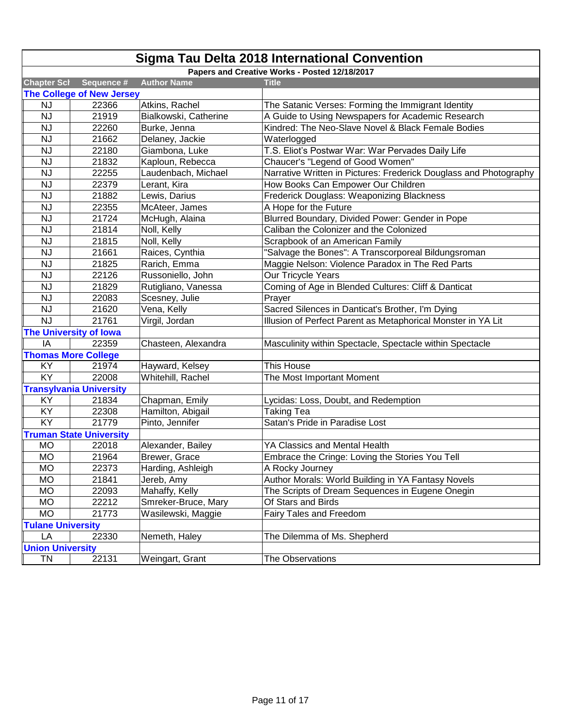# Sigma Tau Delta 2018 International Convention

**Papers and Creative Works - Posted 12/18/2017**

| Chapter Sch | Sequence # | Author Name | Title |
|---|---|---|---|
| **The College of New Jersey** | | | |
| NJ | 22366 | Atkins, Rachel | The Satanic Verses: Forming the Immigrant Identity |
| NJ | 21919 | Bialkowski, Catherine | A Guide to Using Newspapers for Academic Research |
| NJ | 22260 | Burke, Jenna | Kindred: The Neo-Slave Novel & Black Female Bodies |
| NJ | 21662 | Delaney, Jackie | Waterlogged |
| NJ | 22180 | Giambona, Luke | T.S. Eliot's Postwar War: War Pervades Daily Life |
| NJ | 21832 | Kaploun, Rebecca | Chaucer's "Legend of Good Women" |
| NJ | 22255 | Laudenbach, Michael | Narrative Written in Pictures: Frederick Douglass and Photography |
| NJ | 22379 | Lerant, Kira | How Books Can Empower Our Children |
| NJ | 21882 | Lewis, Darius | Frederick Douglass: Weaponizing Blackness |
| NJ | 22355 | McAteer, James | A Hope for the Future |
| NJ | 21724 | McHugh, Alaina | Blurred Boundary, Divided Power: Gender in Pope |
| NJ | 21814 | Noll, Kelly | Caliban the Colonizer and the Colonized |
| NJ | 21815 | Noll, Kelly | Scrapbook of an American Family |
| NJ | 21661 | Raices, Cynthia | "Salvage the Bones": A Transcorporeal Bildungsroman |
| NJ | 21825 | Rarich, Emma | Maggie Nelson: Violence Paradox in The Red Parts |
| NJ | 22126 | Russoniello, John | Our Tricycle Years |
| NJ | 21829 | Rutigliano, Vanessa | Coming of Age in Blended Cultures: Cliff & Danticat |
| NJ | 22083 | Scesney, Julie | Prayer |
| NJ | 21620 | Vena, Kelly | Sacred Silences in Danticat's Brother, I'm Dying |
| NJ | 21761 | Virgil, Jordan | Illusion of Perfect Parent as Metaphorical Monster in YA Lit |
| **The University of Iowa** | | | |
| IA | 22359 | Chasteen, Alexandra | Masculinity within Spectacle, Spectacle within Spectacle |
| **Thomas More College** | | | |
| KY | 21974 | Hayward, Kelsey | This House |
| KY | 22008 | Whitehill, Rachel | The Most Important Moment |
| **Transylvania University** | | | |
| KY | 21834 | Chapman, Emily | Lycidas: Loss, Doubt, and Redemption |
| KY | 22308 | Hamilton, Abigail | Taking Tea |
| KY | 21779 | Pinto, Jennifer | Satan's Pride in Paradise Lost |
| **Truman State University** | | | |
| MO | 22018 | Alexander, Bailey | YA Classics and Mental Health |
| MO | 21964 | Brewer, Grace | Embrace the Cringe: Loving the Stories You Tell |
| MO | 22373 | Harding, Ashleigh | A Rocky Journey |
| MO | 21841 | Jereb, Amy | Author Morals: World Building in YA Fantasy Novels |
| MO | 22093 | Mahaffy, Kelly | The Scripts of Dream Sequences in Eugene Onegin |
| MO | 22212 | Smreker-Bruce, Mary | Of Stars and Birds |
| MO | 21773 | Wasilewski, Maggie | Fairy Tales and Freedom |
| **Tulane University** | | | |
| LA | 22330 | Nemeth, Haley | The Dilemma of Ms. Shepherd |
| **Union University** | | | |
| TN | 22131 | Weingart, Grant | The Observations |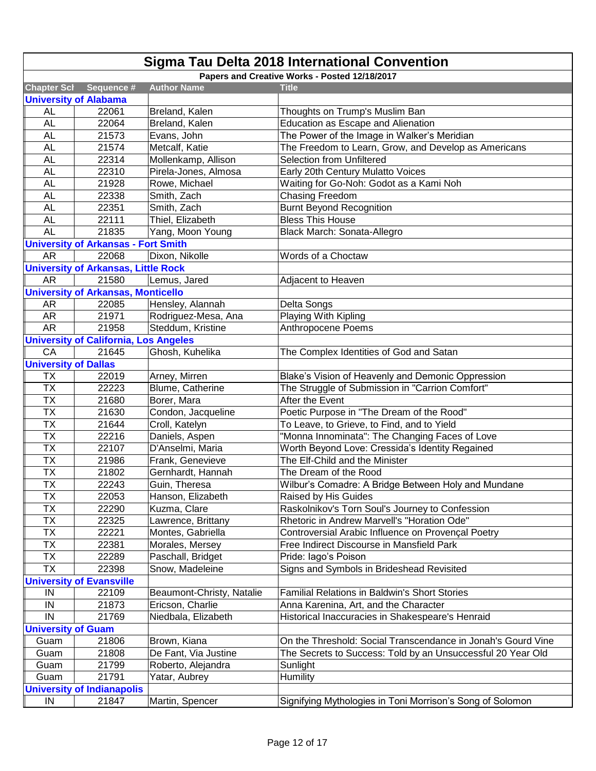# Sigma Tau Delta 2018 International Convention

## Papers and Creative Works - Posted 12/18/2017

| Chapter Sch | Sequence # | Author Name | Title |
|---|---|---|---|
| **University of Alabama** | | | |
| AL | 22061 | Breland, Kalen | Thoughts on Trump's Muslim Ban |
| AL | 22064 | Breland, Kalen | Education as Escape and Alienation |
| AL | 21573 | Evans, John | The Power of the Image in Walker's Meridian |
| AL | 21574 | Metcalf, Katie | The Freedom to Learn, Grow, and Develop as Americans |
| AL | 22314 | Mollenkamp, Allison | Selection from Unfiltered |
| AL | 22310 | Pirela-Jones, Almosa | Early 20th Century Mulatto Voices |
| AL | 21928 | Rowe, Michael | Waiting for Go-Noh: Godot as a Kami Noh |
| AL | 22338 | Smith, Zach | Chasing Freedom |
| AL | 22351 | Smith, Zach | Burnt Beyond Recognition |
| AL | 22111 | Thiel, Elizabeth | Bless This House |
| AL | 21835 | Yang, Moon Young | Black March: Sonata-Allegro |
| **University of Arkansas - Fort Smith** | | | |
| AR | 22068 | Dixon, Nikolle | Words of a Choctaw |
| **University of Arkansas, Little Rock** | | | |
| AR | 21580 | Lemus, Jared | Adjacent to Heaven |
| **University of Arkansas, Monticello** | | | |
| AR | 22085 | Hensley, Alannah | Delta Songs |
| AR | 21971 | Rodriguez-Mesa, Ana | Playing With Kipling |
| AR | 21958 | Steddum, Kristine | Anthropocene Poems |
| **University of California, Los Angeles** | | | |
| CA | 21645 | Ghosh, Kuhelika | The Complex Identities of God and Satan |
| **University of Dallas** | | | |
| TX | 22019 | Arney, Mirren | Blake's Vision of Heavenly and Demonic Oppression |
| TX | 22223 | Blume, Catherine | The Struggle of Submission in "Carrion Comfort" |
| TX | 21680 | Borer, Mara | After the Event |
| TX | 21630 | Condon, Jacqueline | Poetic Purpose in "The Dream of the Rood" |
| TX | 21644 | Croll, Katelyn | To Leave, to Grieve, to Find, and to Yield |
| TX | 22216 | Daniels, Aspen | "Monna Innominata": The Changing Faces of Love |
| TX | 22107 | D'Anselmi, Maria | Worth Beyond Love: Cressida's Identity Regained |
| TX | 21986 | Frank, Genevieve | The Elf-Child and the Minister |
| TX | 21802 | Gernhardt, Hannah | The Dream of the Rood |
| TX | 22243 | Guin, Theresa | Wilbur's Comadre: A Bridge Between Holy and Mundane |
| TX | 22053 | Hanson, Elizabeth | Raised by His Guides |
| TX | 22290 | Kuzma, Clare | Raskolnikov's Torn Soul's Journey to Confession |
| TX | 22325 | Lawrence, Brittany | Rhetoric in Andrew Marvell's "Horation Ode" |
| TX | 22221 | Montes, Gabriella | Controversial Arabic Influence on Provençal Poetry |
| TX | 22381 | Morales, Mersey | Free Indirect Discourse in Mansfield Park |
| TX | 22289 | Paschall, Bridget | Pride: Iago's Poison |
| TX | 22398 | Snow, Madeleine | Signs and Symbols in Brideshead Revisited |
| **University of Evansville** | | | |
| IN | 22109 | Beaumont-Christy, Natalie | Familial Relations in Baldwin's Short Stories |
| IN | 21873 | Ericson, Charlie | Anna Karenina, Art, and the Character |
| IN | 21769 | Niedbala, Elizabeth | Historical Inaccuracies in Shakespeare's Henraid |
| **University of Guam** | | | |
| Guam | 21806 | Brown, Kiana | On the Threshold: Social Transcendance in Jonah's Gourd Vine |
| Guam | 21808 | De Fant, Via Justine | The Secrets to Success: Told by an Unsuccessful 20 Year Old |
| Guam | 21799 | Roberto, Alejandra | Sunlight |
| Guam | 21791 | Yatar, Aubrey | Humility |
| **University of Indianapolis** | | | |
| IN | 21847 | Martin, Spencer | Signifying Mythologies in Toni Morrison's Song of Solomon |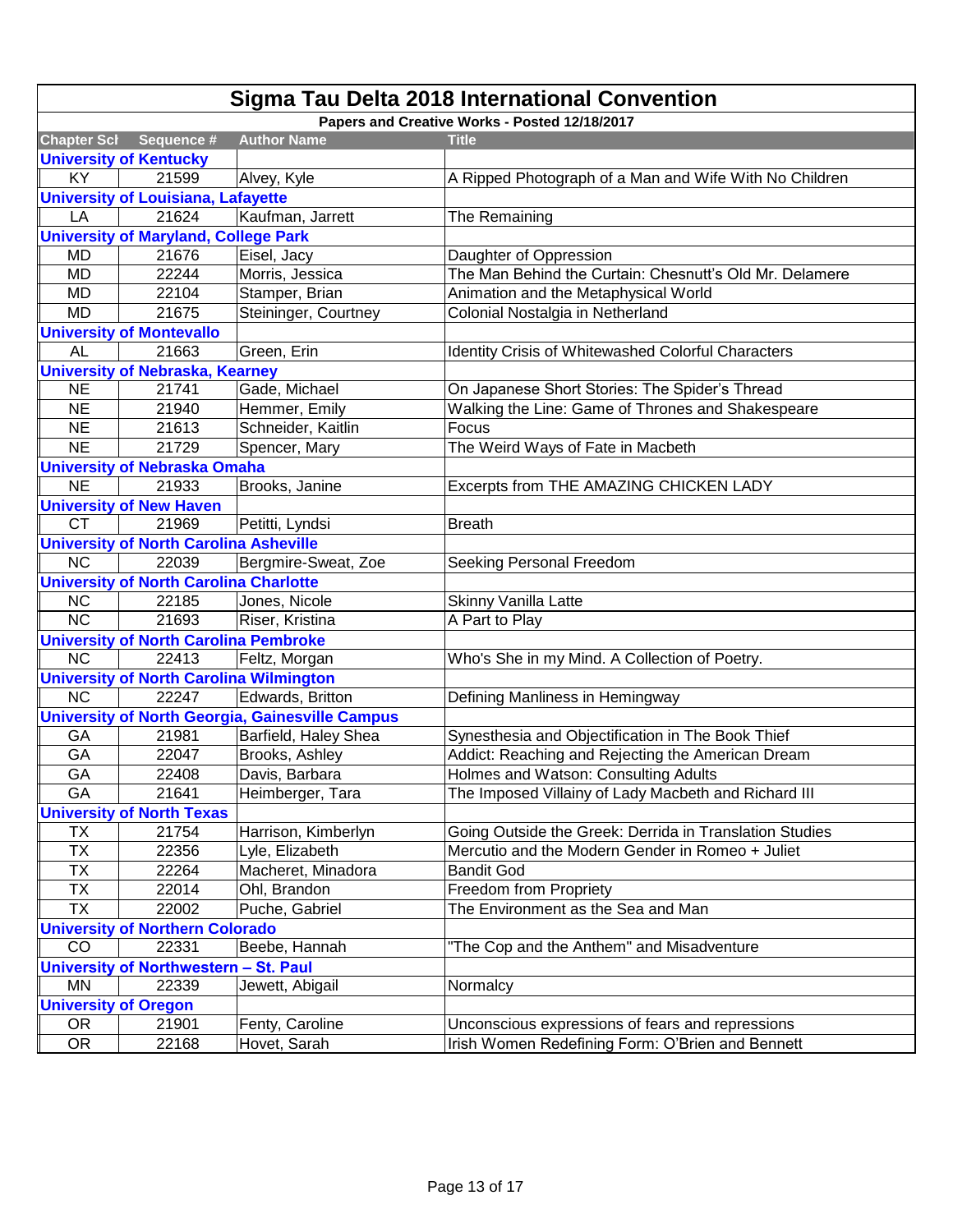# Sigma Tau Delta 2018 International Convention

**Papers and Creative Works - Posted 12/18/2017**

| Chapter Sch | Sequence # | Author Name | Title |
|---|---|---|---|
| **University of Kentucky** | | | |
| KY | 21599 | Alvey, Kyle | A Ripped Photograph of a Man and Wife With No Children |
| **University of Louisiana, Lafayette** | | | |
| LA | 21624 | Kaufman, Jarrett | The Remaining |
| **University of Maryland, College Park** | | | |
| MD | 21676 | Eisel, Jacy | Daughter of Oppression |
| MD | 22244 | Morris, Jessica | The Man Behind the Curtain: Chesnutt's Old Mr. Delamere |
| MD | 22104 | Stamper, Brian | Animation and the Metaphysical World |
| MD | 21675 | Steininger, Courtney | Colonial Nostalgia in Netherland |
| **University of Montevallo** | | | |
| AL | 21663 | Green, Erin | Identity Crisis of Whitewashed Colorful Characters |
| **University of Nebraska, Kearney** | | | |
| NE | 21741 | Gade, Michael | On Japanese Short Stories: The Spider's Thread |
| NE | 21940 | Hemmer, Emily | Walking the Line: Game of Thrones and Shakespeare |
| NE | 21613 | Schneider, Kaitlin | Focus |
| NE | 21729 | Spencer, Mary | The Weird Ways of Fate in Macbeth |
| **University of Nebraska Omaha** | | | |
| NE | 21933 | Brooks, Janine | Excerpts from THE AMAZING CHICKEN LADY |
| **University of New Haven** | | | |
| CT | 21969 | Petitti, Lyndsi | Breath |
| **University of North Carolina Asheville** | | | |
| NC | 22039 | Bergmire-Sweat, Zoe | Seeking Personal Freedom |
| **University of North Carolina Charlotte** | | | |
| NC | 22185 | Jones, Nicole | Skinny Vanilla Latte |
| NC | 21693 | Riser, Kristina | A Part to Play |
| **University of North Carolina Pembroke** | | | |
| NC | 22413 | Feltz, Morgan | Who's She in my Mind. A Collection of Poetry. |
| **University of North Carolina Wilmington** | | | |
| NC | 22247 | Edwards, Britton | Defining Manliness in Hemingway |
| **University of North Georgia, Gainesville Campus** | | | |
| GA | 21981 | Barfield, Haley Shea | Synesthesia and Objectification in The Book Thief |
| GA | 22047 | Brooks, Ashley | Addict: Reaching and Rejecting the American Dream |
| GA | 22408 | Davis, Barbara | Holmes and Watson: Consulting Adults |
| GA | 21641 | Heimberger, Tara | The Imposed Villainy of Lady Macbeth and Richard III |
| **University of North Texas** | | | |
| TX | 21754 | Harrison, Kimberlyn | Going Outside the Greek: Derrida in Translation Studies |
| TX | 22356 | Lyle, Elizabeth | Mercutio and the Modern Gender in Romeo + Juliet |
| TX | 22264 | Macheret, Minadora | Bandit God |
| TX | 22014 | Ohl, Brandon | Freedom from Propriety |
| TX | 22002 | Puche, Gabriel | The Environment as the Sea and Man |
| **University of Northern Colorado** | | | |
| CO | 22331 | Beebe, Hannah | "The Cop and the Anthem" and Misadventure |
| **University of Northwestern – St. Paul** | | | |
| MN | 22339 | Jewett, Abigail | Normalcy |
| **University of Oregon** | | | |
| OR | 21901 | Fenty, Caroline | Unconscious expressions of fears and repressions |
| OR | 22168 | Hovet, Sarah | Irish Women Redefining Form: O'Brien and Bennett |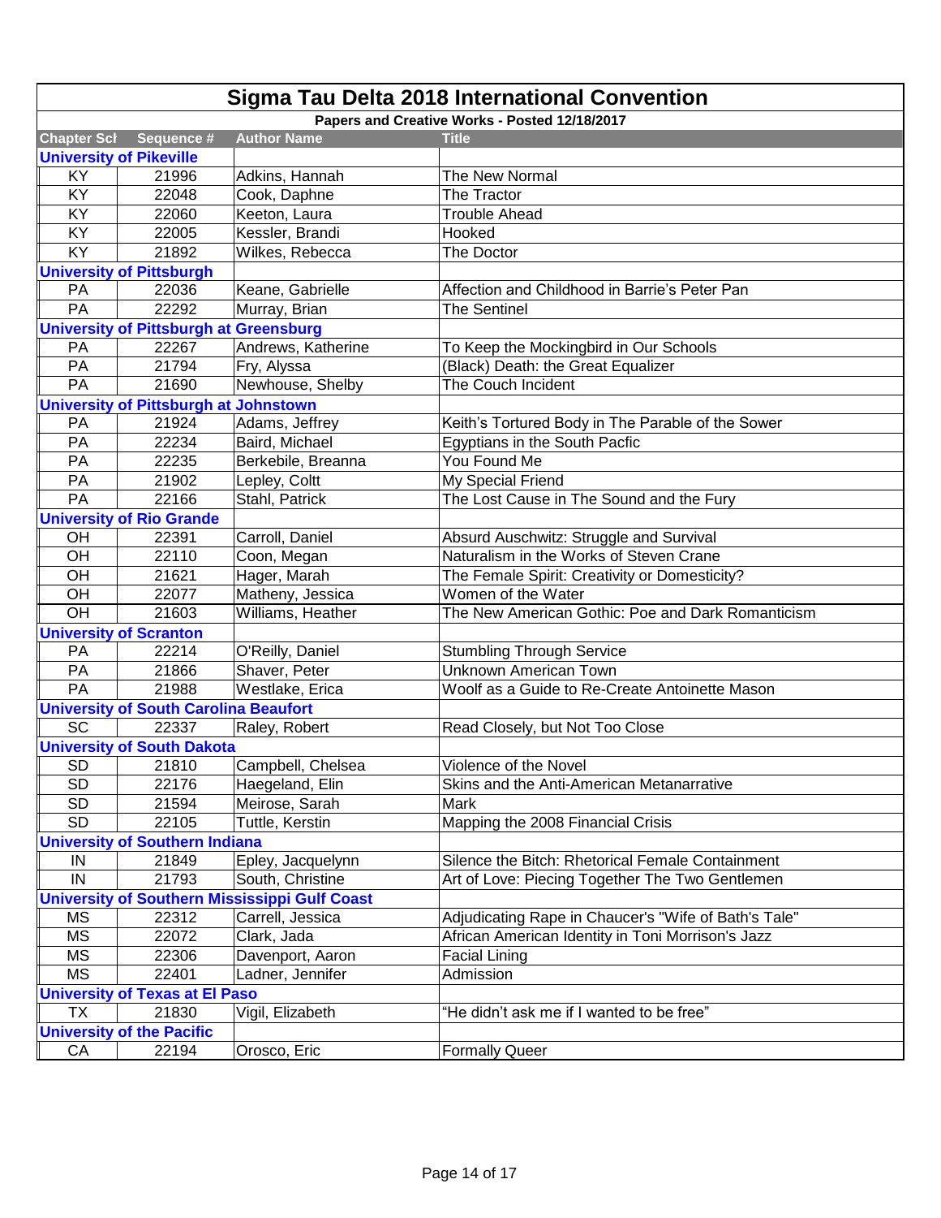# Sigma Tau Delta 2018 International Convention

**Papers and Creative Works - Posted 12/18/2017**

| Chapter Sch | Sequence # | Author Name | Title |
|---|---|---|---|
| **University of Pikeville** | | | |
| KY | 21996 | Adkins, Hannah | The New Normal |
| KY | 22048 | Cook, Daphne | The Tractor |
| KY | 22060 | Keeton, Laura | Trouble Ahead |
| KY | 22005 | Kessler, Brandi | Hooked |
| KY | 21892 | Wilkes, Rebecca | The Doctor |
| **University of Pittsburgh** | | | |
| PA | 22036 | Keane, Gabrielle | Affection and Childhood in Barrie's Peter Pan |
| PA | 22292 | Murray, Brian | The Sentinel |
| **University of Pittsburgh at Greensburg** | | | |
| PA | 22267 | Andrews, Katherine | To Keep the Mockingbird in Our Schools |
| PA | 21794 | Fry, Alyssa | (Black) Death: the Great Equalizer |
| PA | 21690 | Newhouse, Shelby | The Couch Incident |
| **University of Pittsburgh at Johnstown** | | | |
| PA | 21924 | Adams, Jeffrey | Keith's Tortured Body in The Parable of the Sower |
| PA | 22234 | Baird, Michael | Egyptians in the South Pacfic |
| PA | 22235 | Berkebile, Breanna | You Found Me |
| PA | 21902 | Lepley, Coltt | My Special Friend |
| PA | 22166 | Stahl, Patrick | The Lost Cause in The Sound and the Fury |
| **University of Rio Grande** | | | |
| OH | 22391 | Carroll, Daniel | Absurd Auschwitz: Struggle and Survival |
| OH | 22110 | Coon, Megan | Naturalism in the Works of Steven Crane |
| OH | 21621 | Hager, Marah | The Female Spirit: Creativity or Domesticity? |
| OH | 22077 | Matheny, Jessica | Women of the Water |
| OH | 21603 | Williams, Heather | The New American Gothic: Poe and Dark Romanticism |
| **University of Scranton** | | | |
| PA | 22214 | O'Reilly, Daniel | Stumbling Through Service |
| PA | 21866 | Shaver, Peter | Unknown American Town |
| PA | 21988 | Westlake, Erica | Woolf as a Guide to Re-Create Antoinette Mason |
| **University of South Carolina Beaufort** | | | |
| SC | 22337 | Raley, Robert | Read Closely, but Not Too Close |
| **University of South Dakota** | | | |
| SD | 21810 | Campbell, Chelsea | Violence of the Novel |
| SD | 22176 | Haegeland, Elin | Skins and the Anti-American Metanarrative |
| SD | 21594 | Meirose, Sarah | Mark |
| SD | 22105 | Tuttle, Kerstin | Mapping the 2008 Financial Crisis |
| **University of Southern Indiana** | | | |
| IN | 21849 | Epley, Jacquelynn | Silence the Bitch: Rhetorical Female Containment |
| IN | 21793 | South, Christine | Art of Love: Piecing Together The Two Gentlemen |
| **University of Southern Mississippi Gulf Coast** | | | |
| MS | 22312 | Carrell, Jessica | Adjudicating Rape in Chaucer's "Wife of Bath's Tale" |
| MS | 22072 | Clark, Jada | African American Identity in Toni Morrison's Jazz |
| MS | 22306 | Davenport, Aaron | Facial Lining |
| MS | 22401 | Ladner, Jennifer | Admission |
| **University of Texas at El Paso** | | | |
| TX | 21830 | Vigil, Elizabeth | "He didn't ask me if I wanted to be free" |
| **University of the Pacific** | | | |
| CA | 22194 | Orosco, Eric | Formally Queer |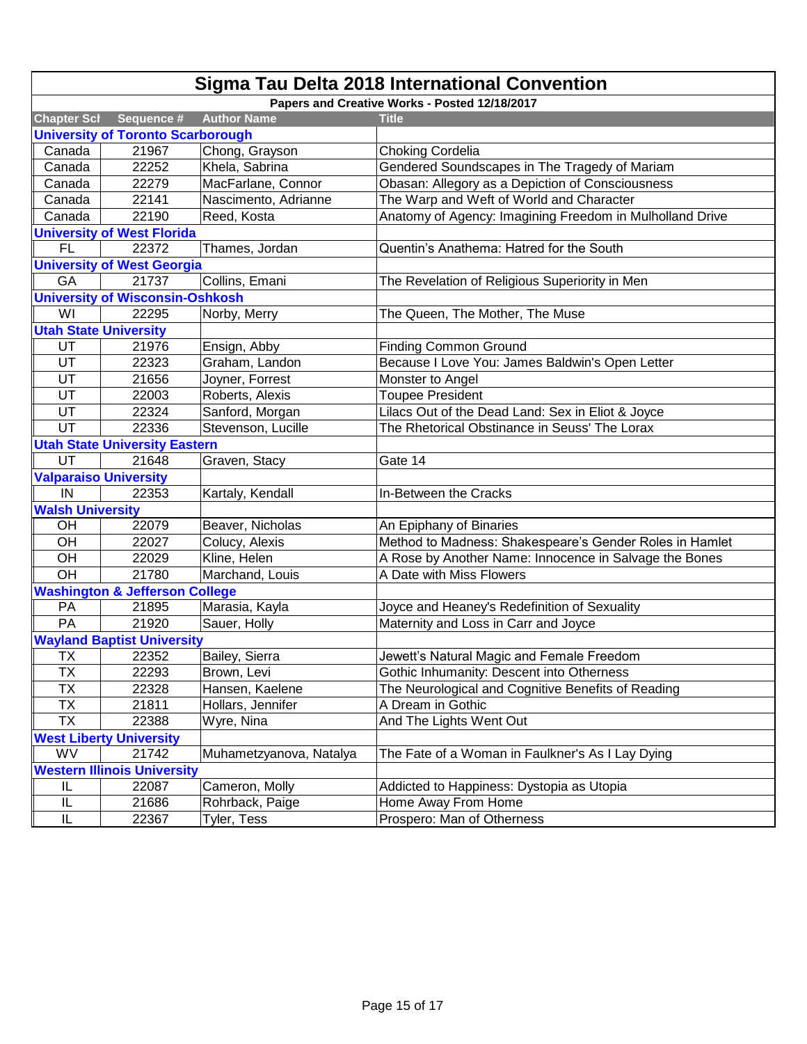# Sigma Tau Delta 2018 International Convention

**Papers and Creative Works - Posted 12/18/2017**

| Chapter Sch | Sequence # | Author Name | Title |
|---|---|---|---|
| **University of Toronto Scarborough** | | | |
| Canada | 21967 | Chong, Grayson | Choking Cordelia |
| Canada | 22252 | Khela, Sabrina | Gendered Soundscapes in The Tragedy of Mariam |
| Canada | 22279 | MacFarlane, Connor | Obasan: Allegory as a Depiction of Consciousness |
| Canada | 22141 | Nascimento, Adrianne | The Warp and Weft of World and Character |
| Canada | 22190 | Reed, Kosta | Anatomy of Agency: Imagining Freedom in Mulholland Drive |
| **University of West Florida** | | | |
| FL | 22372 | Thames, Jordan | Quentin’s Anathema: Hatred for the South |
| **University of West Georgia** | | | |
| GA | 21737 | Collins, Emani | The Revelation of Religious Superiority in Men |
| **University of Wisconsin-Oshkosh** | | | |
| WI | 22295 | Norby, Merry | The Queen, The Mother, The Muse |
| **Utah State University** | | | |
| UT | 21976 | Ensign, Abby | Finding Common Ground |
| UT | 22323 | Graham, Landon | Because I Love You: James Baldwin's Open Letter |
| UT | 21656 | Joyner, Forrest | Monster to Angel |
| UT | 22003 | Roberts, Alexis | Toupee President |
| UT | 22324 | Sanford, Morgan | Lilacs Out of the Dead Land: Sex in Eliot & Joyce |
| UT | 22336 | Stevenson, Lucille | The Rhetorical Obstinance in Seuss' The Lorax |
| **Utah State University Eastern** | | | |
| UT | 21648 | Graven, Stacy | Gate 14 |
| **Valparaiso University** | | | |
| IN | 22353 | Kartaly, Kendall | In-Between the Cracks |
| **Walsh University** | | | |
| OH | 22079 | Beaver, Nicholas | An Epiphany of Binaries |
| OH | 22027 | Colucy, Alexis | Method to Madness: Shakespeare’s Gender Roles in Hamlet |
| OH | 22029 | Kline, Helen | A Rose by Another Name: Innocence in Salvage the Bones |
| OH | 21780 | Marchand, Louis | A Date with Miss Flowers |
| **Washington & Jefferson College** | | | |
| PA | 21895 | Marasia, Kayla | Joyce and Heaney's Redefinition of Sexuality |
| PA | 21920 | Sauer, Holly | Maternity and Loss in Carr and Joyce |
| **Wayland Baptist University** | | | |
| TX | 22352 | Bailey, Sierra | Jewett’s Natural Magic and Female Freedom |
| TX | 22293 | Brown, Levi | Gothic Inhumanity: Descent into Otherness |
| TX | 22328 | Hansen, Kaelene | The Neurological and Cognitive Benefits of Reading |
| TX | 21811 | Hollars, Jennifer | A Dream in Gothic |
| TX | 22388 | Wyre, Nina | And The Lights Went Out |
| **West Liberty University** | | | |
| WV | 21742 | Muhametzyanova, Natalya | The Fate of a Woman in Faulkner's As I Lay Dying |
| **Western Illinois University** | | | |
| IL | 22087 | Cameron, Molly | Addicted to Happiness: Dystopia as Utopia |
| IL | 21686 | Rohrback, Paige | Home Away From Home |
| IL | 22367 | Tyler, Tess | Prospero: Man of Otherness |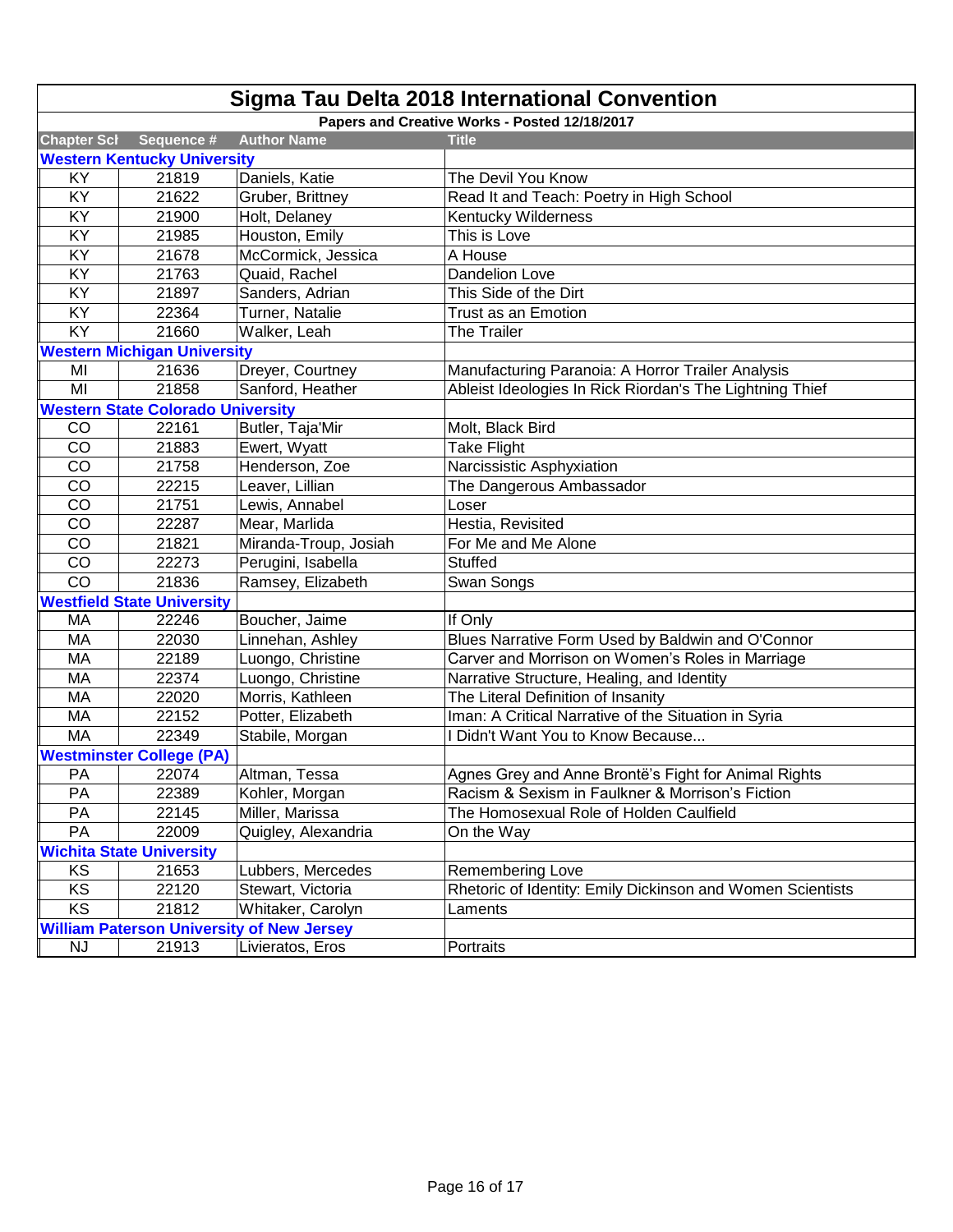# Sigma Tau Delta 2018 International Convention

**Papers and Creative Works - Posted 12/18/2017**

| Chapter Sch | Sequence # | Author Name | Title |
|---|---|---|---|
| **Western Kentucky University** | | | |
| KY | 21819 | Daniels, Katie | The Devil You Know |
| KY | 21622 | Gruber, Brittney | Read It and Teach: Poetry in High School |
| KY | 21900 | Holt, Delaney | Kentucky Wilderness |
| KY | 21985 | Houston, Emily | This is Love |
| KY | 21678 | McCormick, Jessica | A House |
| KY | 21763 | Quaid, Rachel | Dandelion Love |
| KY | 21897 | Sanders, Adrian | This Side of the Dirt |
| KY | 22364 | Turner, Natalie | Trust as an Emotion |
| KY | 21660 | Walker, Leah | The Trailer |
| **Western Michigan University** | | | |
| MI | 21636 | Dreyer, Courtney | Manufacturing Paranoia: A Horror Trailer Analysis |
| MI | 21858 | Sanford, Heather | Ableist Ideologies In Rick Riordan's The Lightning Thief |
| **Western State Colorado University** | | | |
| CO | 22161 | Butler, Taja'Mir | Molt, Black Bird |
| CO | 21883 | Ewert, Wyatt | Take Flight |
| CO | 21758 | Henderson, Zoe | Narcissistic Asphyxiation |
| CO | 22215 | Leaver, Lillian | The Dangerous Ambassador |
| CO | 21751 | Lewis, Annabel | Loser |
| CO | 22287 | Mear, Marlida | Hestia, Revisited |
| CO | 21821 | Miranda-Troup, Josiah | For Me and Me Alone |
| CO | 22273 | Perugini, Isabella | Stuffed |
| CO | 21836 | Ramsey, Elizabeth | Swan Songs |
| **Westfield State University** | | | |
| MA | 22246 | Boucher, Jaime | If Only |
| MA | 22030 | Linnehan, Ashley | Blues Narrative Form Used by Baldwin and O'Connor |
| MA | 22189 | Luongo, Christine | Carver and Morrison on Women's Roles in Marriage |
| MA | 22374 | Luongo, Christine | Narrative Structure, Healing, and Identity |
| MA | 22020 | Morris, Kathleen | The Literal Definition of Insanity |
| MA | 22152 | Potter, Elizabeth | Iman: A Critical Narrative of the Situation in Syria |
| MA | 22349 | Stabile, Morgan | I Didn't Want You to Know Because... |
| **Westminster College (PA)** | | | |
| PA | 22074 | Altman, Tessa | Agnes Grey and Anne Brontë's Fight for Animal Rights |
| PA | 22389 | Kohler, Morgan | Racism & Sexism in Faulkner & Morrison's Fiction |
| PA | 22145 | Miller, Marissa | The Homosexual Role of Holden Caulfield |
| PA | 22009 | Quigley, Alexandria | On the Way |
| **Wichita State University** | | | |
| KS | 21653 | Lubbers, Mercedes | Remembering Love |
| KS | 22120 | Stewart, Victoria | Rhetoric of Identity: Emily Dickinson and Women Scientists |
| KS | 21812 | Whitaker, Carolyn | Laments |
| **William Paterson University of New Jersey** | | | |
| NJ | 21913 | Livieratos, Eros | Portraits |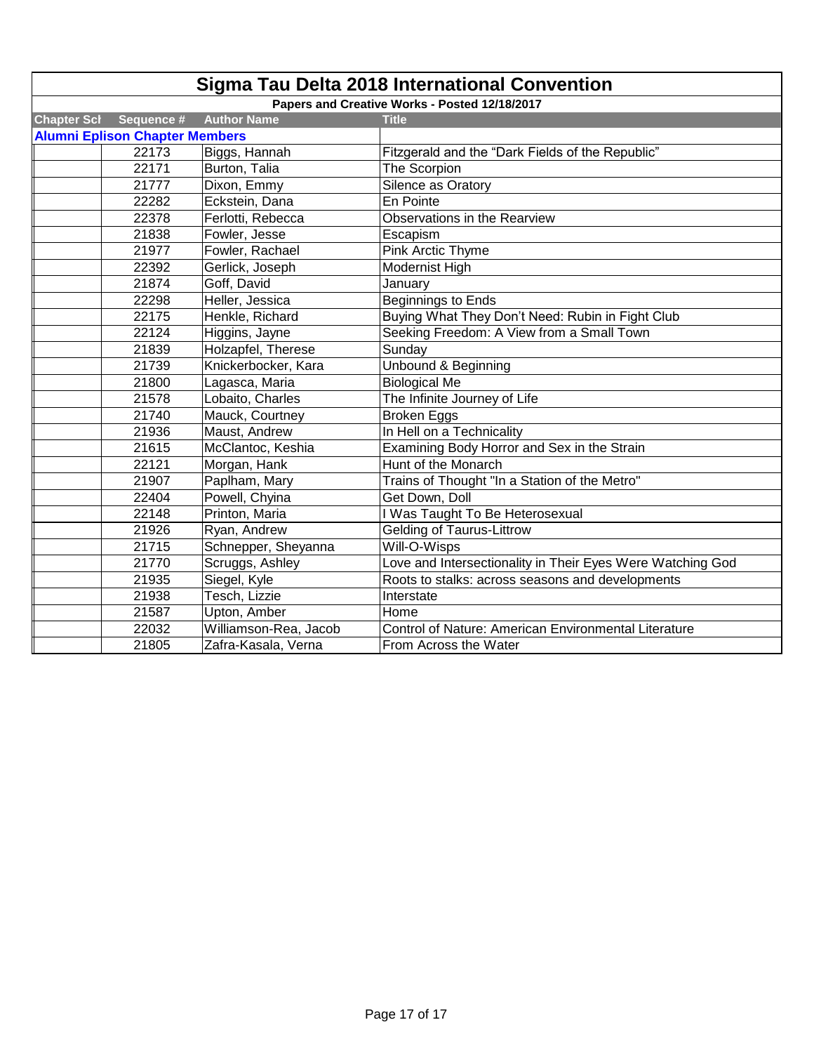# Sigma Tau Delta 2018 International Convention

**Papers and Creative Works - Posted 12/18/2017**

| Chapter Sch | Sequence # | Author Name | Title |
|---|---|---|---|
| **Alumni Eplison Chapter Members** | | | |
| | 22173 | Biggs, Hannah | Fitzgerald and the "Dark Fields of the Republic" |
| | 22171 | Burton, Talia | The Scorpion |
| | 21777 | Dixon, Emmy | Silence as Oratory |
| | 22282 | Eckstein, Dana | En Pointe |
| | 22378 | Ferlotti, Rebecca | Observations in the Rearview |
| | 21838 | Fowler, Jesse | Escapism |
| | 21977 | Fowler, Rachael | Pink Arctic Thyme |
| | 22392 | Gerlick, Joseph | Modernist High |
| | 21874 | Goff, David | January |
| | 22298 | Heller, Jessica | Beginnings to Ends |
| | 22175 | Henkle, Richard | Buying What They Don't Need: Rubin in Fight Club |
| | 22124 | Higgins, Jayne | Seeking Freedom: A View from a Small Town |
| | 21839 | Holzapfel, Therese | Sunday |
| | 21739 | Knickerbocker, Kara | Unbound & Beginning |
| | 21800 | Lagasca, Maria | Biological Me |
| | 21578 | Lobaito, Charles | The Infinite Journey of Life |
| | 21740 | Mauck, Courtney | Broken Eggs |
| | 21936 | Maust, Andrew | In Hell on a Technicality |
| | 21615 | McClantoc, Keshia | Examining Body Horror and Sex in the Strain |
| | 22121 | Morgan, Hank | Hunt of the Monarch |
| | 21907 | Paplham, Mary | Trains of Thought "In a Station of the Metro" |
| | 22404 | Powell, Chyina | Get Down, Doll |
| | 22148 | Printon, Maria | I Was Taught To Be Heterosexual |
| | 21926 | Ryan, Andrew | Gelding of Taurus-Littrow |
| | 21715 | Schnepper, Sheyanna | Will-O-Wisps |
| | 21770 | Scruggs, Ashley | Love and Intersectionality in Their Eyes Were Watching God |
| | 21935 | Siegel, Kyle | Roots to stalks: across seasons and developments |
| | 21938 | Tesch, Lizzie | Interstate |
| | 21587 | Upton, Amber | Home |
| | 22032 | Williamson-Rea, Jacob | Control of Nature: American Environmental Literature |
| | 21805 | Zafra-Kasala, Verna | From Across the Water |